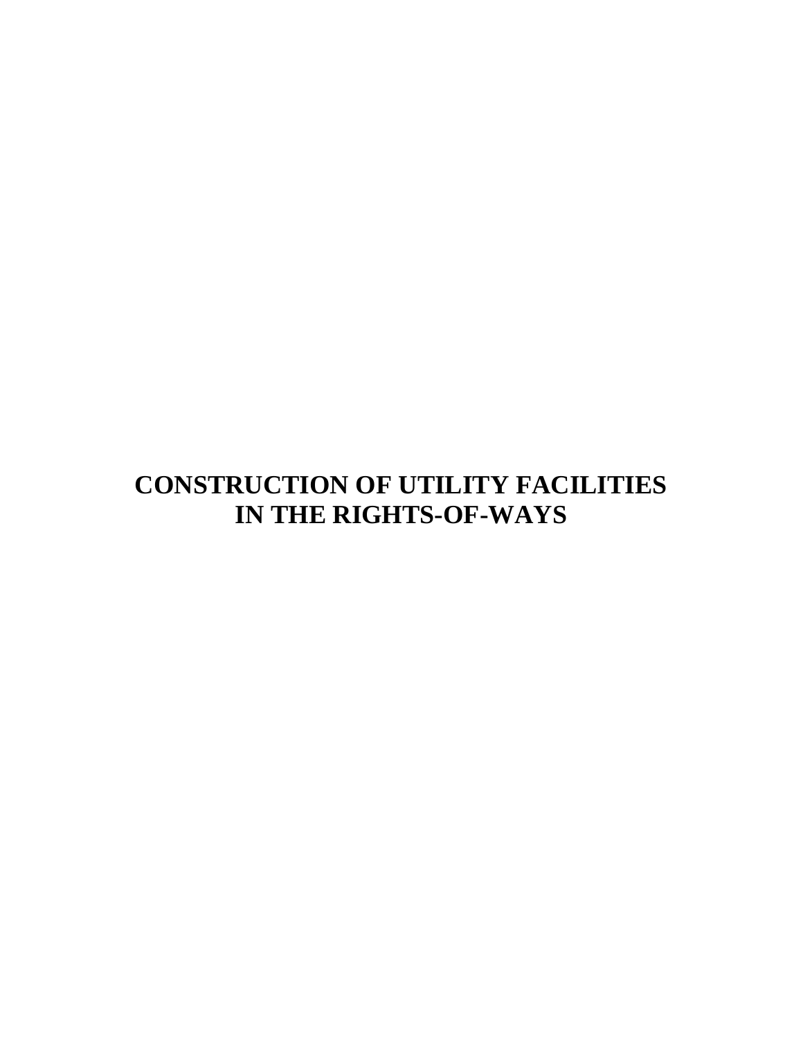# CONSTRUCTION OF UTILITY FACILITIES IN THE RIGHTS-OF-WAYS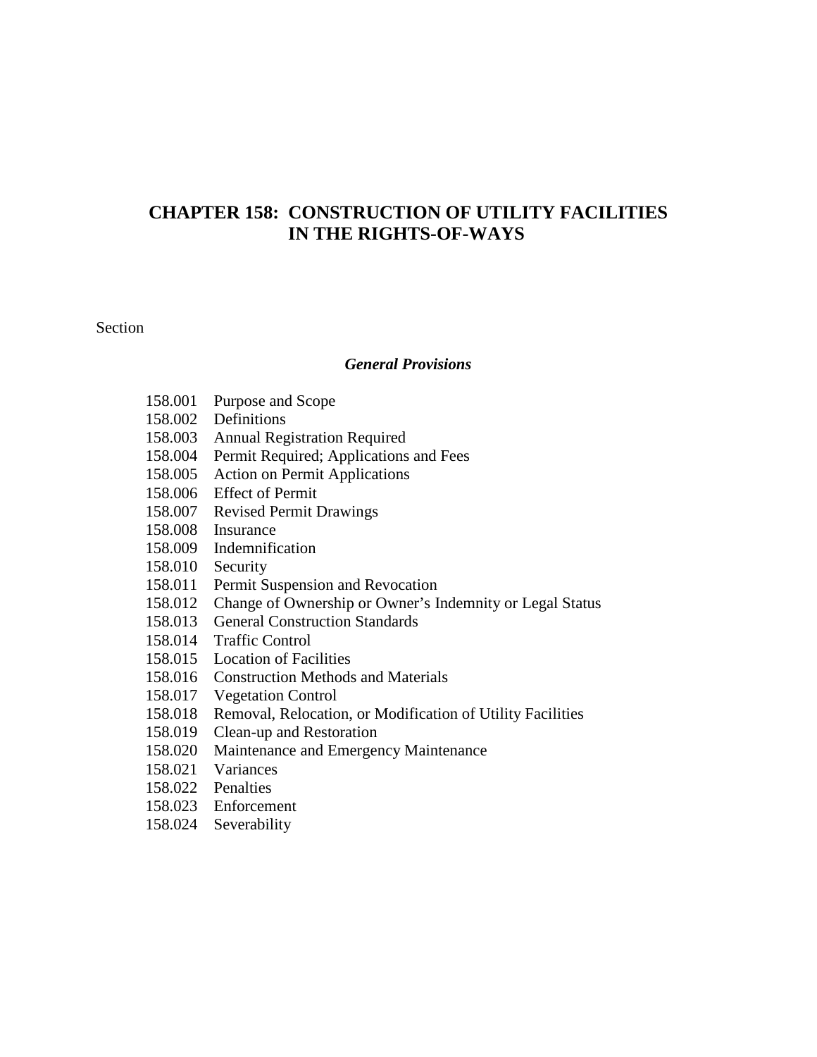# CHAPTER 158: CONSTRUCTION OF UTILITY FACILITIES IN THE RIGHTS-OF-WAYS

Section

***General Provisions***

158.001 Purpose and Scope
158.002 Definitions
158.003 Annual Registration Required
158.004 Permit Required; Applications and Fees
158.005 Action on Permit Applications
158.006 Effect of Permit
158.007 Revised Permit Drawings
158.008 Insurance
158.009 Indemnification
158.010 Security
158.011 Permit Suspension and Revocation
158.012 Change of Ownership or Owner's Indemnity or Legal Status
158.013 General Construction Standards
158.014 Traffic Control
158.015 Location of Facilities
158.016 Construction Methods and Materials
158.017 Vegetation Control
158.018 Removal, Relocation, or Modification of Utility Facilities
158.019 Clean-up and Restoration
158.020 Maintenance and Emergency Maintenance
158.021 Variances
158.022 Penalties
158.023 Enforcement
158.024 Severability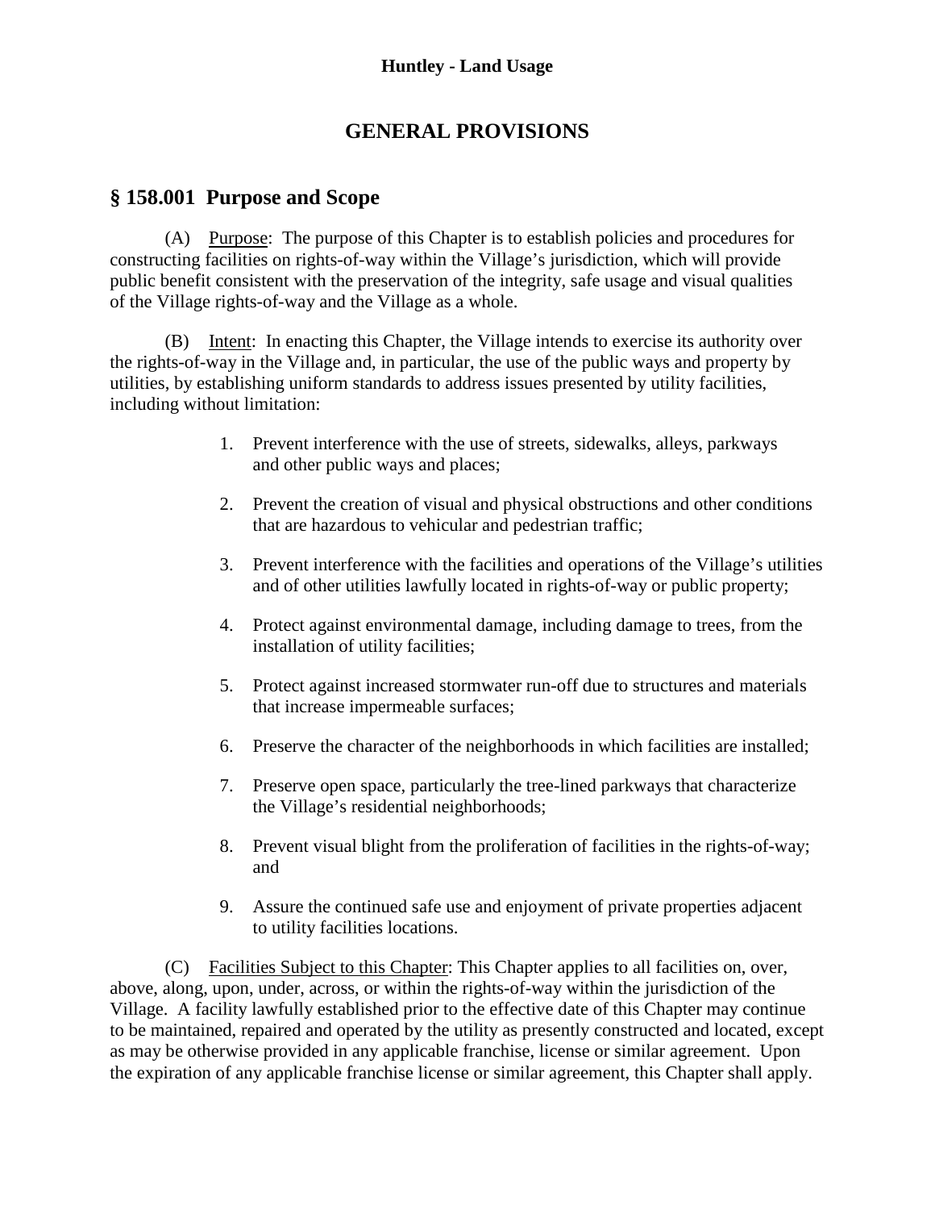# GENERAL PROVISIONS

## § 158.001 Purpose and Scope

(A) Purpose: The purpose of this Chapter is to establish policies and procedures for constructing facilities on rights-of-way within the Village's jurisdiction, which will provide public benefit consistent with the preservation of the integrity, safe usage and visual qualities of the Village rights-of-way and the Village as a whole.

(B) Intent: In enacting this Chapter, the Village intends to exercise its authority over the rights-of-way in the Village and, in particular, the use of the public ways and property by utilities, by establishing uniform standards to address issues presented by utility facilities, including without limitation:

1. Prevent interference with the use of streets, sidewalks, alleys, parkways and other public ways and places;
2. Prevent the creation of visual and physical obstructions and other conditions that are hazardous to vehicular and pedestrian traffic;
3. Prevent interference with the facilities and operations of the Village's utilities and of other utilities lawfully located in rights-of-way or public property;
4. Protect against environmental damage, including damage to trees, from the installation of utility facilities;
5. Protect against increased stormwater run-off due to structures and materials that increase impermeable surfaces;
6. Preserve the character of the neighborhoods in which facilities are installed;
7. Preserve open space, particularly the tree-lined parkways that characterize the Village's residential neighborhoods;
8. Prevent visual blight from the proliferation of facilities in the rights-of-way; and
9. Assure the continued safe use and enjoyment of private properties adjacent to utility facilities locations.

(C) Facilities Subject to this Chapter: This Chapter applies to all facilities on, over, above, along, upon, under, across, or within the rights-of-way within the jurisdiction of the Village. A facility lawfully established prior to the effective date of this Chapter may continue to be maintained, repaired and operated by the utility as presently constructed and located, except as may be otherwise provided in any applicable franchise, license or similar agreement. Upon the expiration of any applicable franchise license or similar agreement, this Chapter shall apply.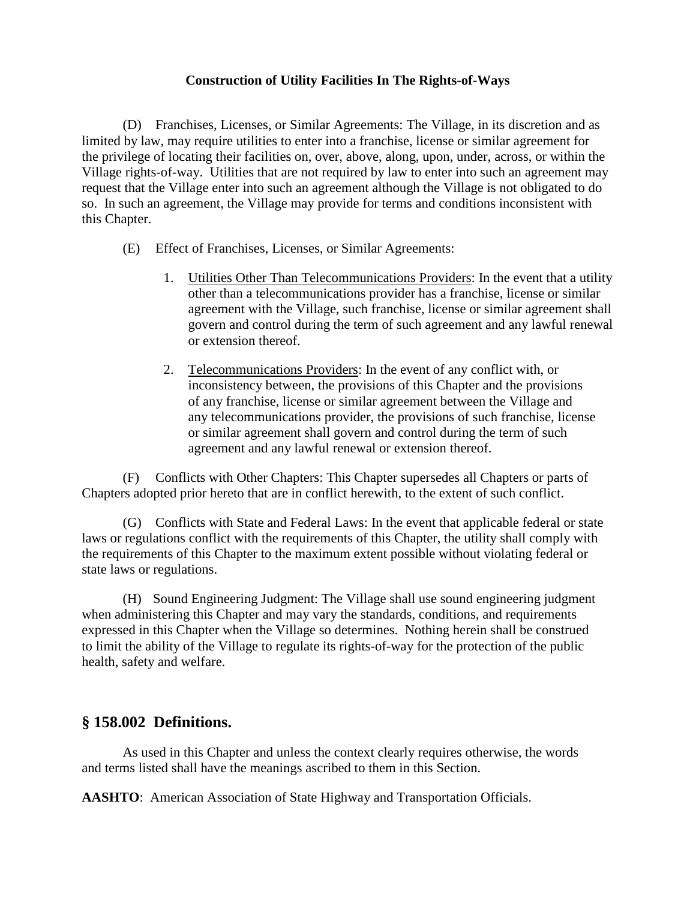**Construction of Utility Facilities In The Rights-of-Ways**

(D) Franchises, Licenses, or Similar Agreements: The Village, in its discretion and as limited by law, may require utilities to enter into a franchise, license or similar agreement for the privilege of locating their facilities on, over, above, along, upon, under, across, or within the Village rights-of-way. Utilities that are not required by law to enter into such an agreement may request that the Village enter into such an agreement although the Village is not obligated to do so. In such an agreement, the Village may provide for terms and conditions inconsistent with this Chapter.

(E) Effect of Franchises, Licenses, or Similar Agreements:

1. Utilities Other Than Telecommunications Providers: In the event that a utility other than a telecommunications provider has a franchise, license or similar agreement with the Village, such franchise, license or similar agreement shall govern and control during the term of such agreement and any lawful renewal or extension thereof.

2. Telecommunications Providers: In the event of any conflict with, or inconsistency between, the provisions of this Chapter and the provisions of any franchise, license or similar agreement between the Village and any telecommunications provider, the provisions of such franchise, license or similar agreement shall govern and control during the term of such agreement and any lawful renewal or extension thereof.

(F) Conflicts with Other Chapters: This Chapter supersedes all Chapters or parts of Chapters adopted prior hereto that are in conflict herewith, to the extent of such conflict.

(G) Conflicts with State and Federal Laws: In the event that applicable federal or state laws or regulations conflict with the requirements of this Chapter, the utility shall comply with the requirements of this Chapter to the maximum extent possible without violating federal or state laws or regulations.

(H) Sound Engineering Judgment: The Village shall use sound engineering judgment when administering this Chapter and may vary the standards, conditions, and requirements expressed in this Chapter when the Village so determines. Nothing herein shall be construed to limit the ability of the Village to regulate its rights-of-way for the protection of the public health, safety and welfare.

## § 158.002 Definitions.

As used in this Chapter and unless the context clearly requires otherwise, the words and terms listed shall have the meanings ascribed to them in this Section.

**AASHTO**: American Association of State Highway and Transportation Officials.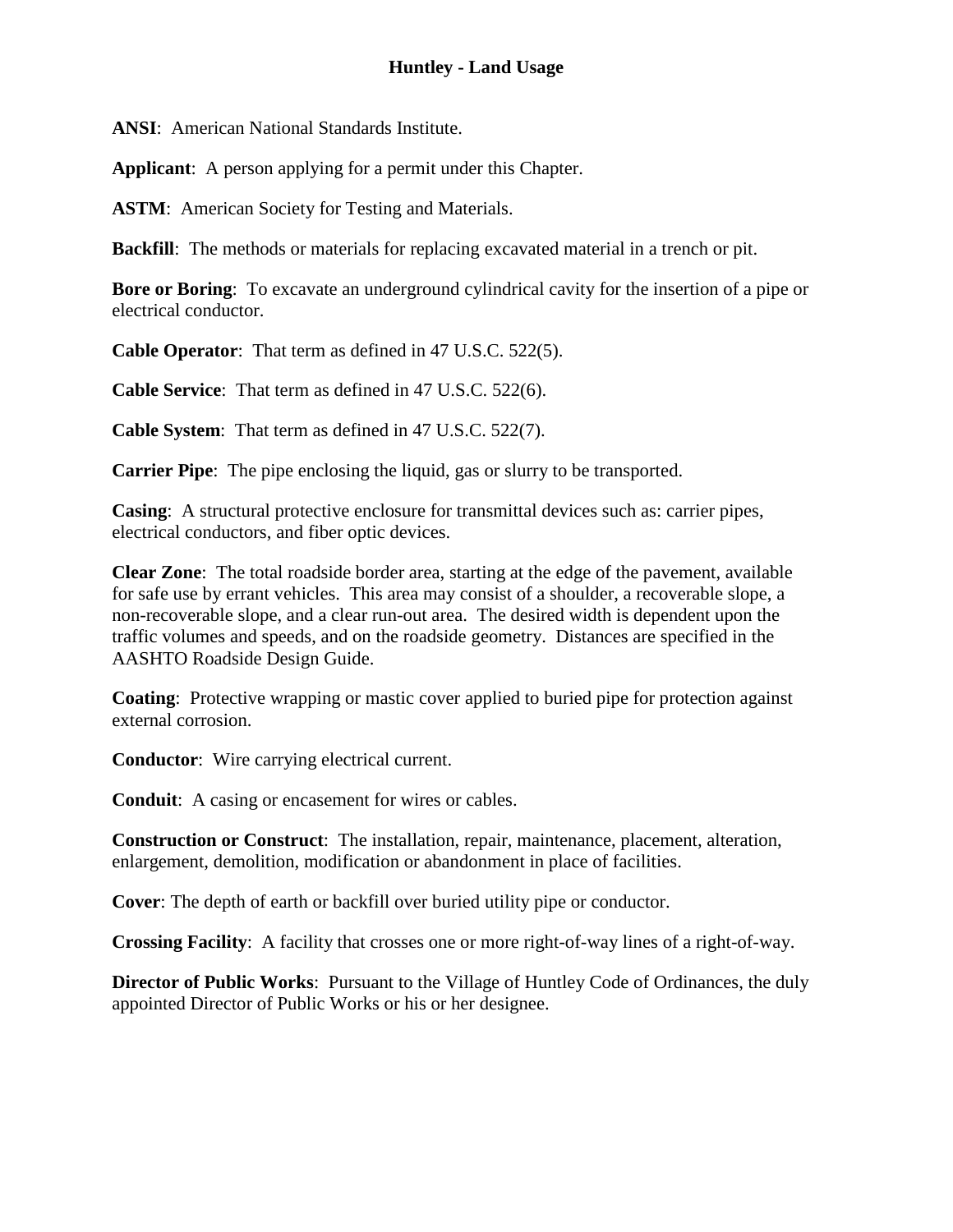**ANSI**: American National Standards Institute.

**Applicant**: A person applying for a permit under this Chapter.

**ASTM**: American Society for Testing and Materials.

**Backfill**: The methods or materials for replacing excavated material in a trench or pit.

**Bore or Boring**: To excavate an underground cylindrical cavity for the insertion of a pipe or electrical conductor.

**Cable Operator**: That term as defined in 47 U.S.C. 522(5).

**Cable Service**: That term as defined in 47 U.S.C. 522(6).

**Cable System**: That term as defined in 47 U.S.C. 522(7).

**Carrier Pipe**: The pipe enclosing the liquid, gas or slurry to be transported.

**Casing**: A structural protective enclosure for transmittal devices such as: carrier pipes, electrical conductors, and fiber optic devices.

**Clear Zone**: The total roadside border area, starting at the edge of the pavement, available for safe use by errant vehicles. This area may consist of a shoulder, a recoverable slope, a non-recoverable slope, and a clear run-out area. The desired width is dependent upon the traffic volumes and speeds, and on the roadside geometry. Distances are specified in the AASHTO Roadside Design Guide.

**Coating**: Protective wrapping or mastic cover applied to buried pipe for protection against external corrosion.

**Conductor**: Wire carrying electrical current.

**Conduit**: A casing or encasement for wires or cables.

**Construction or Construct**: The installation, repair, maintenance, placement, alteration, enlargement, demolition, modification or abandonment in place of facilities.

**Cover**: The depth of earth or backfill over buried utility pipe or conductor.

**Crossing Facility**: A facility that crosses one or more right-of-way lines of a right-of-way.

**Director of Public Works**: Pursuant to the Village of Huntley Code of Ordinances, the duly appointed Director of Public Works or his or her designee.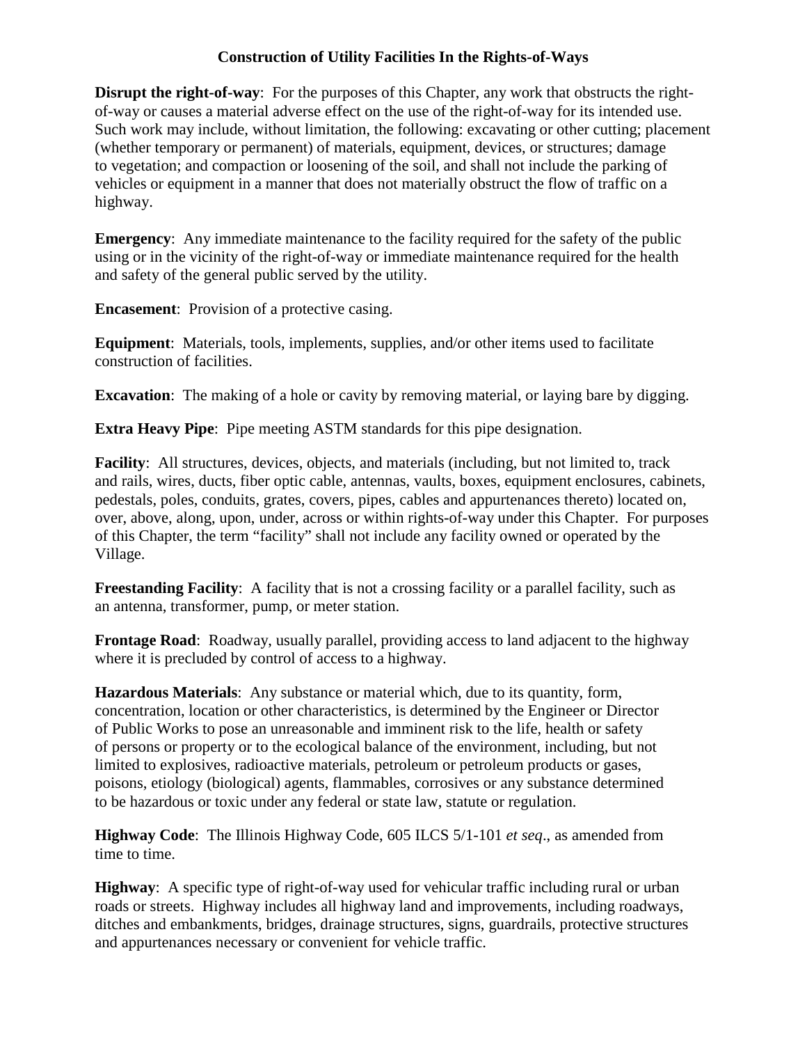**Construction of Utility Facilities In the Rights-of-Ways**

**Disrupt the right-of-way**: For the purposes of this Chapter, any work that obstructs the right-of-way or causes a material adverse effect on the use of the right-of-way for its intended use. Such work may include, without limitation, the following: excavating or other cutting; placement (whether temporary or permanent) of materials, equipment, devices, or structures; damage to vegetation; and compaction or loosening of the soil, and shall not include the parking of vehicles or equipment in a manner that does not materially obstruct the flow of traffic on a highway.

**Emergency**: Any immediate maintenance to the facility required for the safety of the public using or in the vicinity of the right-of-way or immediate maintenance required for the health and safety of the general public served by the utility.

**Encasement**: Provision of a protective casing.

**Equipment**: Materials, tools, implements, supplies, and/or other items used to facilitate construction of facilities.

**Excavation**: The making of a hole or cavity by removing material, or laying bare by digging.

**Extra Heavy Pipe**: Pipe meeting ASTM standards for this pipe designation.

**Facility**: All structures, devices, objects, and materials (including, but not limited to, track and rails, wires, ducts, fiber optic cable, antennas, vaults, boxes, equipment enclosures, cabinets, pedestals, poles, conduits, grates, covers, pipes, cables and appurtenances thereto) located on, over, above, along, upon, under, across or within rights-of-way under this Chapter. For purposes of this Chapter, the term "facility" shall not include any facility owned or operated by the Village.

**Freestanding Facility**: A facility that is not a crossing facility or a parallel facility, such as an antenna, transformer, pump, or meter station.

**Frontage Road**: Roadway, usually parallel, providing access to land adjacent to the highway where it is precluded by control of access to a highway.

**Hazardous Materials**: Any substance or material which, due to its quantity, form, concentration, location or other characteristics, is determined by the Engineer or Director of Public Works to pose an unreasonable and imminent risk to the life, health or safety of persons or property or to the ecological balance of the environment, including, but not limited to explosives, radioactive materials, petroleum or petroleum products or gases, poisons, etiology (biological) agents, flammables, corrosives or any substance determined to be hazardous or toxic under any federal or state law, statute or regulation.

**Highway Code**: The Illinois Highway Code, 605 ILCS 5/1-101 *et seq*., as amended from time to time.

**Highway**: A specific type of right-of-way used for vehicular traffic including rural or urban roads or streets. Highway includes all highway land and improvements, including roadways, ditches and embankments, bridges, drainage structures, signs, guardrails, protective structures and appurtenances necessary or convenient for vehicle traffic.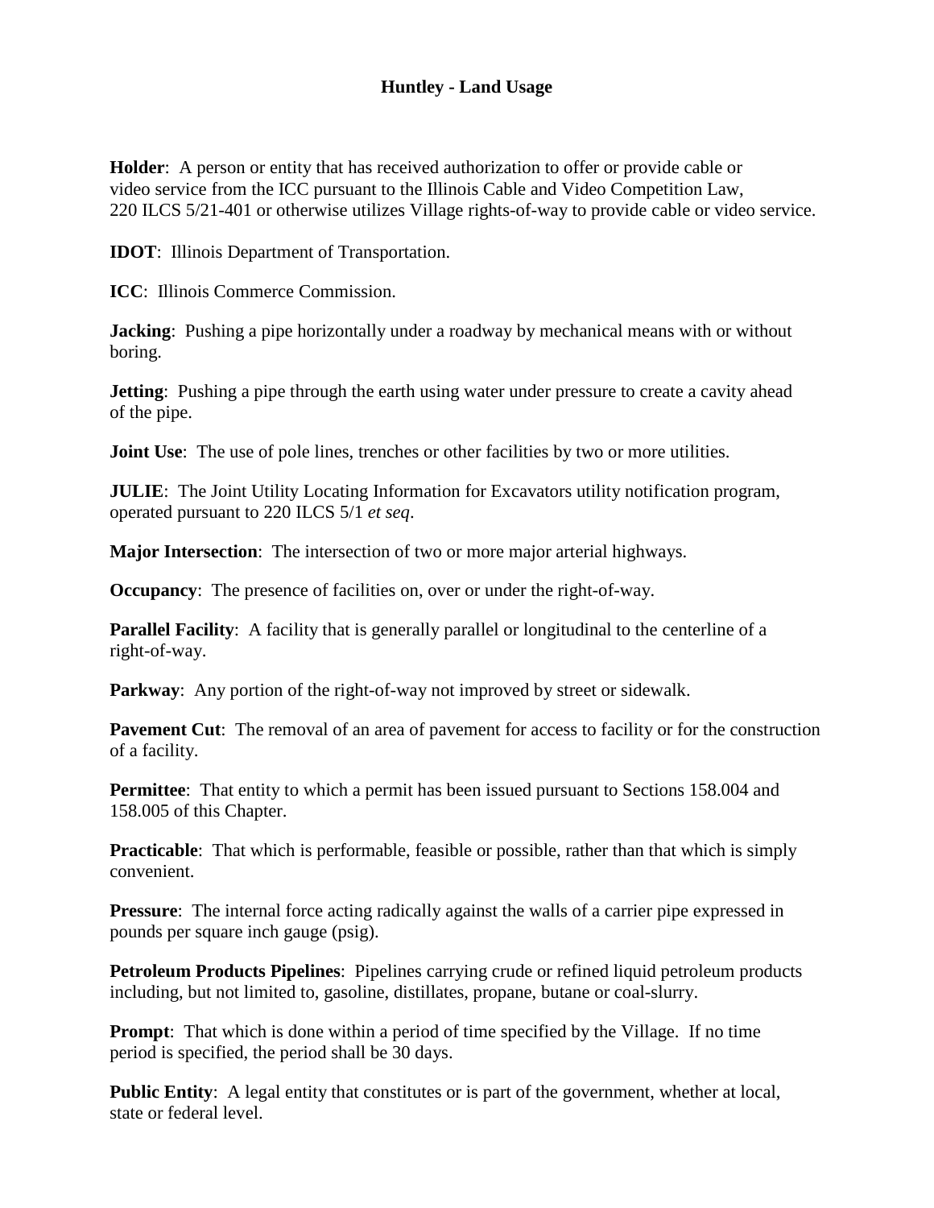**Huntley - Land Usage**

**Holder**: A person or entity that has received authorization to offer or provide cable or video service from the ICC pursuant to the Illinois Cable and Video Competition Law, 220 ILCS 5/21-401 or otherwise utilizes Village rights-of-way to provide cable or video service.

**IDOT**: Illinois Department of Transportation.

**ICC**: Illinois Commerce Commission.

**Jacking**: Pushing a pipe horizontally under a roadway by mechanical means with or without boring.

**Jetting**: Pushing a pipe through the earth using water under pressure to create a cavity ahead of the pipe.

**Joint Use**: The use of pole lines, trenches or other facilities by two or more utilities.

**JULIE**: The Joint Utility Locating Information for Excavators utility notification program, operated pursuant to 220 ILCS 5/1 *et seq*.

**Major Intersection**: The intersection of two or more major arterial highways.

**Occupancy**: The presence of facilities on, over or under the right-of-way.

**Parallel Facility**: A facility that is generally parallel or longitudinal to the centerline of a right-of-way.

**Parkway**: Any portion of the right-of-way not improved by street or sidewalk.

**Pavement Cut**: The removal of an area of pavement for access to facility or for the construction of a facility.

**Permittee**: That entity to which a permit has been issued pursuant to Sections 158.004 and 158.005 of this Chapter.

**Practicable**: That which is performable, feasible or possible, rather than that which is simply convenient.

**Pressure**: The internal force acting radically against the walls of a carrier pipe expressed in pounds per square inch gauge (psig).

**Petroleum Products Pipelines**: Pipelines carrying crude or refined liquid petroleum products including, but not limited to, gasoline, distillates, propane, butane or coal-slurry.

**Prompt**: That which is done within a period of time specified by the Village. If no time period is specified, the period shall be 30 days.

**Public Entity**: A legal entity that constitutes or is part of the government, whether at local, state or federal level.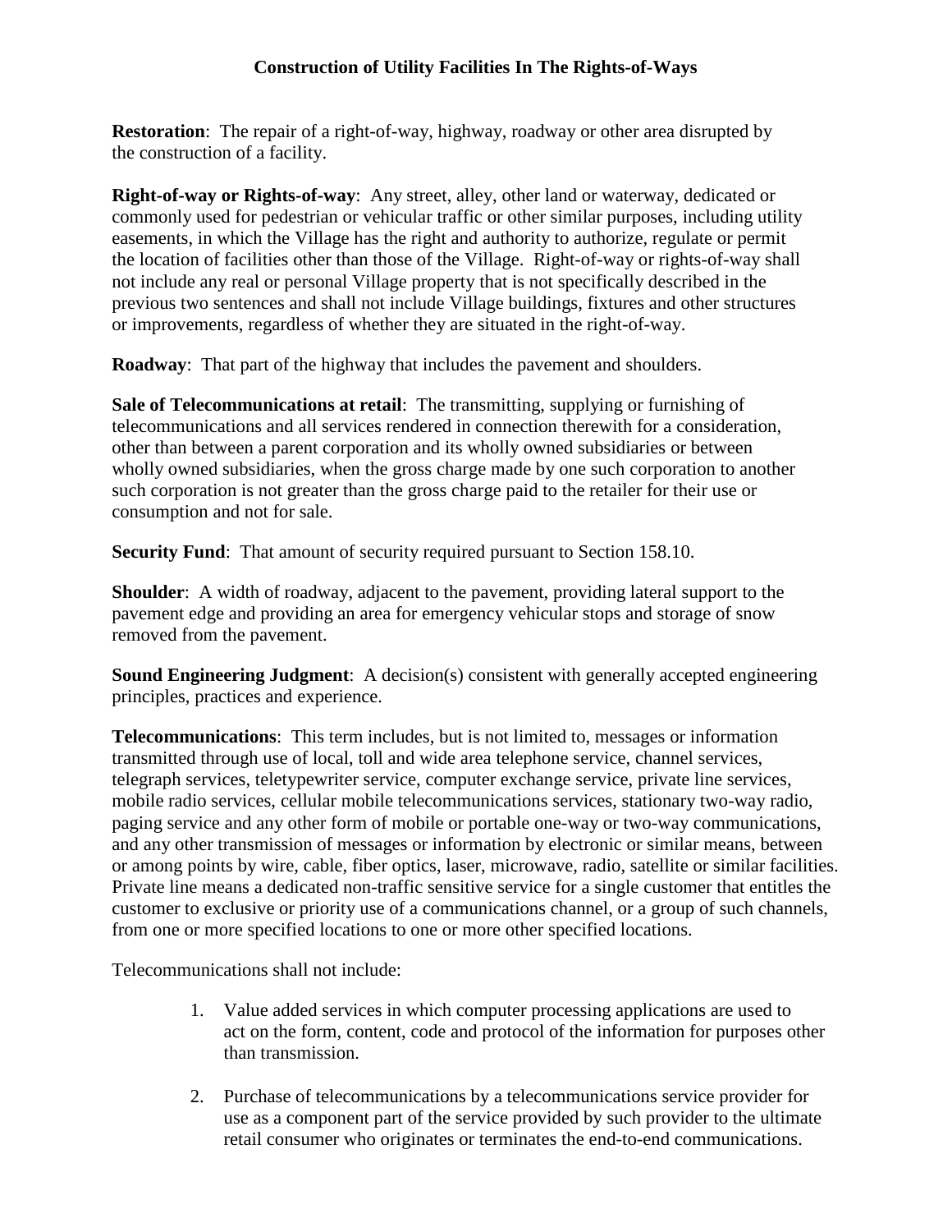**Restoration**: The repair of a right-of-way, highway, roadway or other area disrupted by the construction of a facility.

**Right-of-way or Rights-of-way**: Any street, alley, other land or waterway, dedicated or commonly used for pedestrian or vehicular traffic or other similar purposes, including utility easements, in which the Village has the right and authority to authorize, regulate or permit the location of facilities other than those of the Village. Right-of-way or rights-of-way shall not include any real or personal Village property that is not specifically described in the previous two sentences and shall not include Village buildings, fixtures and other structures or improvements, regardless of whether they are situated in the right-of-way.

**Roadway**: That part of the highway that includes the pavement and shoulders.

**Sale of Telecommunications at retail**: The transmitting, supplying or furnishing of telecommunications and all services rendered in connection therewith for a consideration, other than between a parent corporation and its wholly owned subsidiaries or between wholly owned subsidiaries, when the gross charge made by one such corporation to another such corporation is not greater than the gross charge paid to the retailer for their use or consumption and not for sale.

**Security Fund**: That amount of security required pursuant to Section 158.10.

**Shoulder**: A width of roadway, adjacent to the pavement, providing lateral support to the pavement edge and providing an area for emergency vehicular stops and storage of snow removed from the pavement.

**Sound Engineering Judgment**: A decision(s) consistent with generally accepted engineering principles, practices and experience.

**Telecommunications**: This term includes, but is not limited to, messages or information transmitted through use of local, toll and wide area telephone service, channel services, telegraph services, teletypewriter service, computer exchange service, private line services, mobile radio services, cellular mobile telecommunications services, stationary two-way radio, paging service and any other form of mobile or portable one-way or two-way communications, and any other transmission of messages or information by electronic or similar means, between or among points by wire, cable, fiber optics, laser, microwave, radio, satellite or similar facilities. Private line means a dedicated non-traffic sensitive service for a single customer that entitles the customer to exclusive or priority use of a communications channel, or a group of such channels, from one or more specified locations to one or more other specified locations.

Telecommunications shall not include:

1. Value added services in which computer processing applications are used to act on the form, content, code and protocol of the information for purposes other than transmission.

2. Purchase of telecommunications by a telecommunications service provider for use as a component part of the service provided by such provider to the ultimate retail consumer who originates or terminates the end-to-end communications.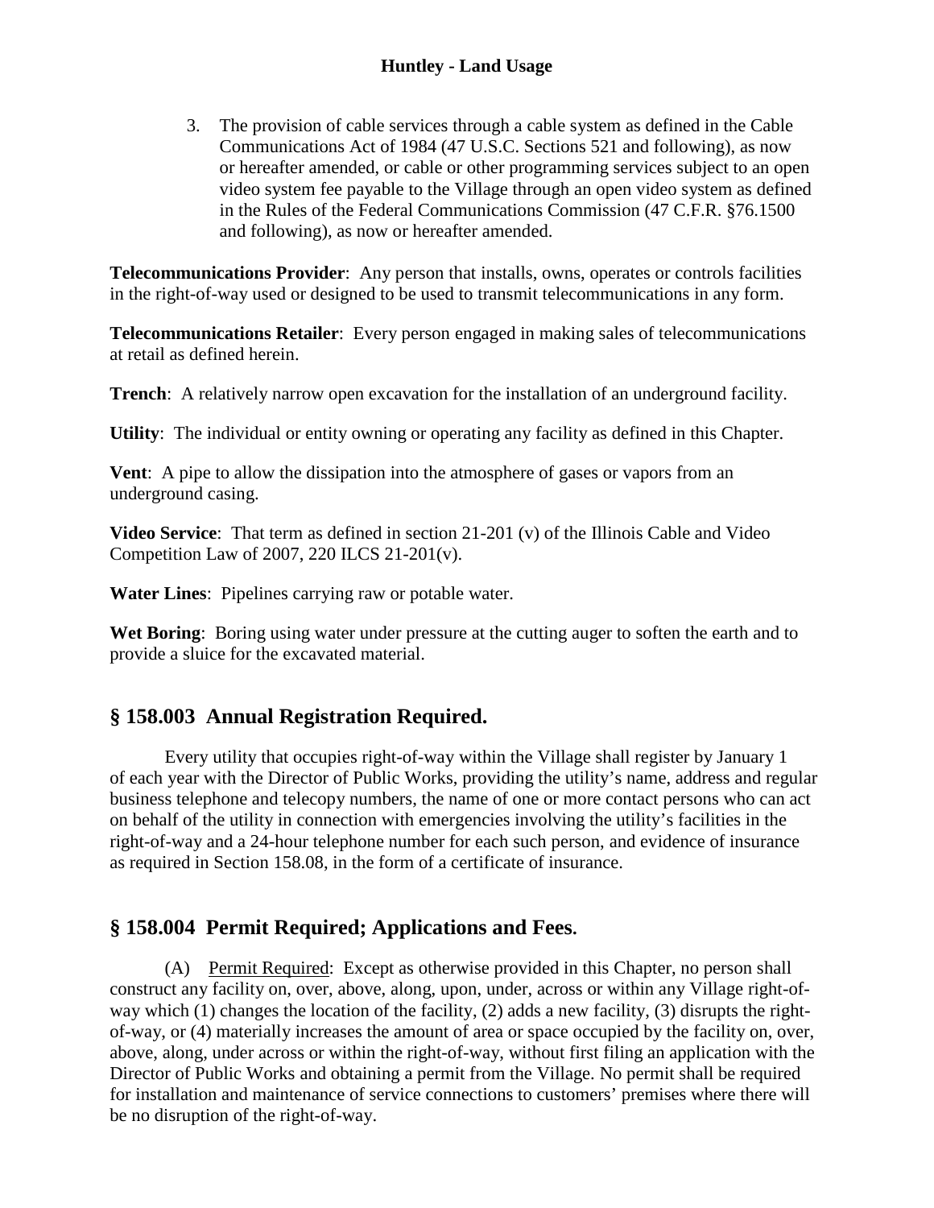3. The provision of cable services through a cable system as defined in the Cable Communications Act of 1984 (47 U.S.C. Sections 521 and following), as now or hereafter amended, or cable or other programming services subject to an open video system fee payable to the Village through an open video system as defined in the Rules of the Federal Communications Commission (47 C.F.R. §76.1500 and following), as now or hereafter amended.

**Telecommunications Provider**: Any person that installs, owns, operates or controls facilities in the right-of-way used or designed to be used to transmit telecommunications in any form.

**Telecommunications Retailer**: Every person engaged in making sales of telecommunications at retail as defined herein.

**Trench**: A relatively narrow open excavation for the installation of an underground facility.

**Utility**: The individual or entity owning or operating any facility as defined in this Chapter.

**Vent**: A pipe to allow the dissipation into the atmosphere of gases or vapors from an underground casing.

**Video Service**: That term as defined in section 21-201 (v) of the Illinois Cable and Video Competition Law of 2007, 220 ILCS 21-201(v).

**Water Lines**: Pipelines carrying raw or potable water.

**Wet Boring**: Boring using water under pressure at the cutting auger to soften the earth and to provide a sluice for the excavated material.

## § 158.003 Annual Registration Required.

Every utility that occupies right-of-way within the Village shall register by January 1 of each year with the Director of Public Works, providing the utility's name, address and regular business telephone and telecopy numbers, the name of one or more contact persons who can act on behalf of the utility in connection with emergencies involving the utility's facilities in the right-of-way and a 24-hour telephone number for each such person, and evidence of insurance as required in Section 158.08, in the form of a certificate of insurance.

## § 158.004 Permit Required; Applications and Fees.

(A) Permit Required: Except as otherwise provided in this Chapter, no person shall construct any facility on, over, above, along, upon, under, across or within any Village right-of-way which (1) changes the location of the facility, (2) adds a new facility, (3) disrupts the right-of-way, or (4) materially increases the amount of area or space occupied by the facility on, over, above, along, under across or within the right-of-way, without first filing an application with the Director of Public Works and obtaining a permit from the Village. No permit shall be required for installation and maintenance of service connections to customers' premises where there will be no disruption of the right-of-way.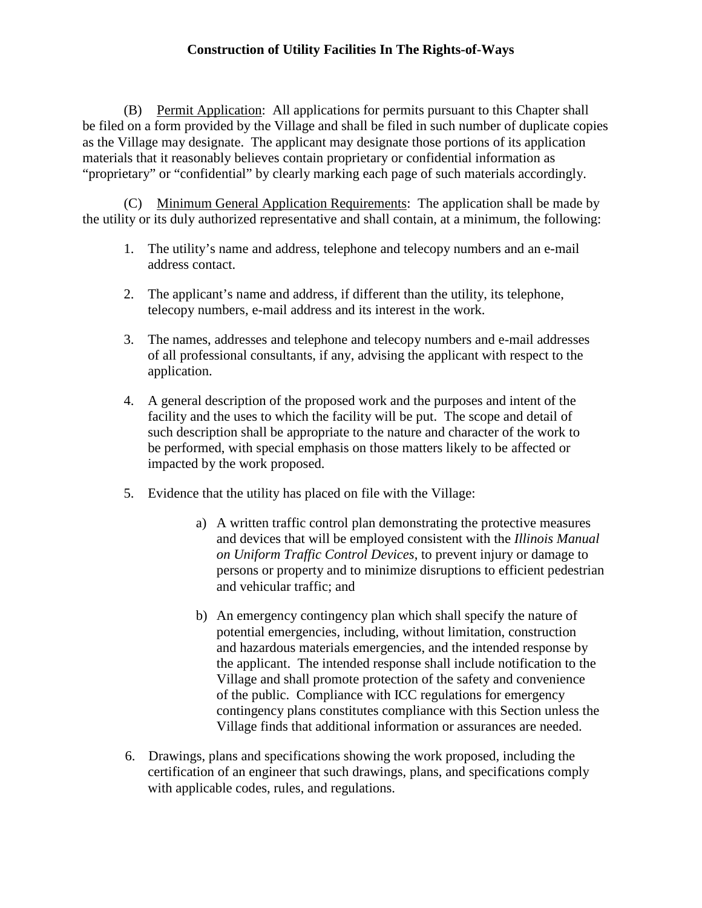**Construction of Utility Facilities In The Rights-of-Ways**

(B) Permit Application: All applications for permits pursuant to this Chapter shall be filed on a form provided by the Village and shall be filed in such number of duplicate copies as the Village may designate. The applicant may designate those portions of its application materials that it reasonably believes contain proprietary or confidential information as "proprietary" or "confidential" by clearly marking each page of such materials accordingly.

(C) Minimum General Application Requirements: The application shall be made by the utility or its duly authorized representative and shall contain, at a minimum, the following:

1. The utility's name and address, telephone and telecopy numbers and an e-mail address contact.

2. The applicant's name and address, if different than the utility, its telephone, telecopy numbers, e-mail address and its interest in the work.

3. The names, addresses and telephone and telecopy numbers and e-mail addresses of all professional consultants, if any, advising the applicant with respect to the application.

4. A general description of the proposed work and the purposes and intent of the facility and the uses to which the facility will be put. The scope and detail of such description shall be appropriate to the nature and character of the work to be performed, with special emphasis on those matters likely to be affected or impacted by the work proposed.

5. Evidence that the utility has placed on file with the Village:

    a) A written traffic control plan demonstrating the protective measures and devices that will be employed consistent with the *Illinois Manual on Uniform Traffic Control Devices*, to prevent injury or damage to persons or property and to minimize disruptions to efficient pedestrian and vehicular traffic; and

    b) An emergency contingency plan which shall specify the nature of potential emergencies, including, without limitation, construction and hazardous materials emergencies, and the intended response by the applicant. The intended response shall include notification to the Village and shall promote protection of the safety and convenience of the public. Compliance with ICC regulations for emergency contingency plans constitutes compliance with this Section unless the Village finds that additional information or assurances are needed.

6. Drawings, plans and specifications showing the work proposed, including the certification of an engineer that such drawings, plans, and specifications comply with applicable codes, rules, and regulations.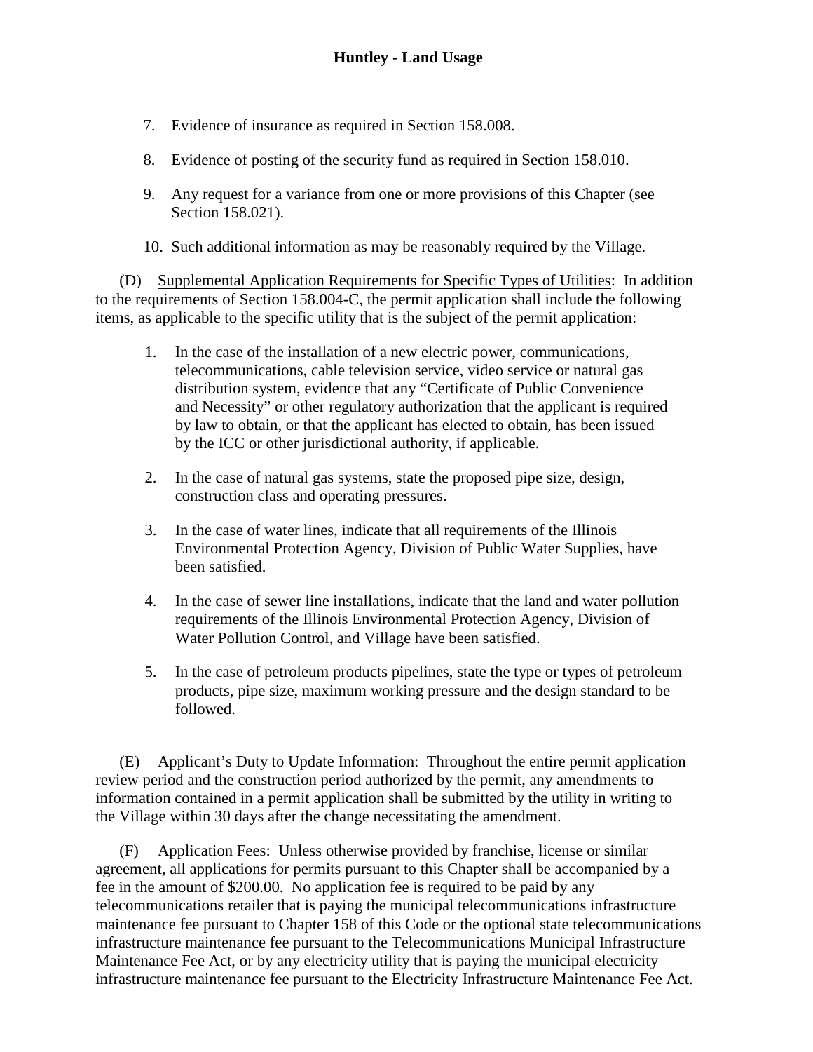7. Evidence of insurance as required in Section 158.008.

8. Evidence of posting of the security fund as required in Section 158.010.

9. Any request for a variance from one or more provisions of this Chapter (see Section 158.021).

10. Such additional information as may be reasonably required by the Village.

(D) Supplemental Application Requirements for Specific Types of Utilities: In addition to the requirements of Section 158.004-C, the permit application shall include the following items, as applicable to the specific utility that is the subject of the permit application:

1. In the case of the installation of a new electric power, communications, telecommunications, cable television service, video service or natural gas distribution system, evidence that any "Certificate of Public Convenience and Necessity" or other regulatory authorization that the applicant is required by law to obtain, or that the applicant has elected to obtain, has been issued by the ICC or other jurisdictional authority, if applicable.

2. In the case of natural gas systems, state the proposed pipe size, design, construction class and operating pressures.

3. In the case of water lines, indicate that all requirements of the Illinois Environmental Protection Agency, Division of Public Water Supplies, have been satisfied.

4. In the case of sewer line installations, indicate that the land and water pollution requirements of the Illinois Environmental Protection Agency, Division of Water Pollution Control, and Village have been satisfied.

5. In the case of petroleum products pipelines, state the type or types of petroleum products, pipe size, maximum working pressure and the design standard to be followed.

(E) Applicant's Duty to Update Information: Throughout the entire permit application review period and the construction period authorized by the permit, any amendments to information contained in a permit application shall be submitted by the utility in writing to the Village within 30 days after the change necessitating the amendment.

(F) Application Fees: Unless otherwise provided by franchise, license or similar agreement, all applications for permits pursuant to this Chapter shall be accompanied by a fee in the amount of $200.00. No application fee is required to be paid by any telecommunications retailer that is paying the municipal telecommunications infrastructure maintenance fee pursuant to Chapter 158 of this Code or the optional state telecommunications infrastructure maintenance fee pursuant to the Telecommunications Municipal Infrastructure Maintenance Fee Act, or by any electricity utility that is paying the municipal electricity infrastructure maintenance fee pursuant to the Electricity Infrastructure Maintenance Fee Act.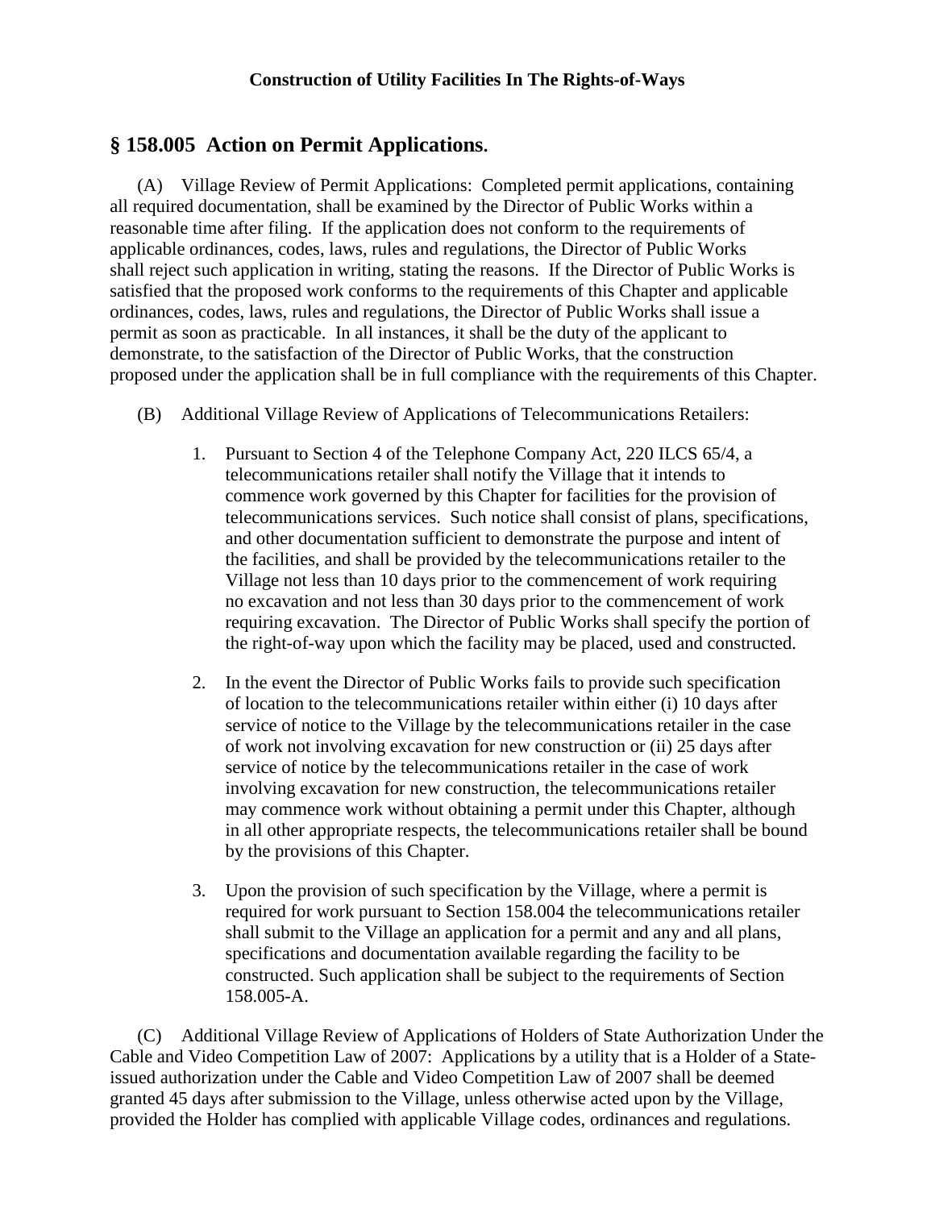## § 158.005 Action on Permit Applications.

(A) Village Review of Permit Applications: Completed permit applications, containing all required documentation, shall be examined by the Director of Public Works within a reasonable time after filing. If the application does not conform to the requirements of applicable ordinances, codes, laws, rules and regulations, the Director of Public Works shall reject such application in writing, stating the reasons. If the Director of Public Works is satisfied that the proposed work conforms to the requirements of this Chapter and applicable ordinances, codes, laws, rules and regulations, the Director of Public Works shall issue a permit as soon as practicable. In all instances, it shall be the duty of the applicant to demonstrate, to the satisfaction of the Director of Public Works, that the construction proposed under the application shall be in full compliance with the requirements of this Chapter.

(B) Additional Village Review of Applications of Telecommunications Retailers:

1. Pursuant to Section 4 of the Telephone Company Act, 220 ILCS 65/4, a telecommunications retailer shall notify the Village that it intends to commence work governed by this Chapter for facilities for the provision of telecommunications services. Such notice shall consist of plans, specifications, and other documentation sufficient to demonstrate the purpose and intent of the facilities, and shall be provided by the telecommunications retailer to the Village not less than 10 days prior to the commencement of work requiring no excavation and not less than 30 days prior to the commencement of work requiring excavation. The Director of Public Works shall specify the portion of the right-of-way upon which the facility may be placed, used and constructed.

2. In the event the Director of Public Works fails to provide such specification of location to the telecommunications retailer within either (i) 10 days after service of notice to the Village by the telecommunications retailer in the case of work not involving excavation for new construction or (ii) 25 days after service of notice by the telecommunications retailer in the case of work involving excavation for new construction, the telecommunications retailer may commence work without obtaining a permit under this Chapter, although in all other appropriate respects, the telecommunications retailer shall be bound by the provisions of this Chapter.

3. Upon the provision of such specification by the Village, where a permit is required for work pursuant to Section 158.004 the telecommunications retailer shall submit to the Village an application for a permit and any and all plans, specifications and documentation available regarding the facility to be constructed. Such application shall be subject to the requirements of Section 158.005-A.

(C) Additional Village Review of Applications of Holders of State Authorization Under the Cable and Video Competition Law of 2007: Applications by a utility that is a Holder of a State-issued authorization under the Cable and Video Competition Law of 2007 shall be deemed granted 45 days after submission to the Village, unless otherwise acted upon by the Village, provided the Holder has complied with applicable Village codes, ordinances and regulations.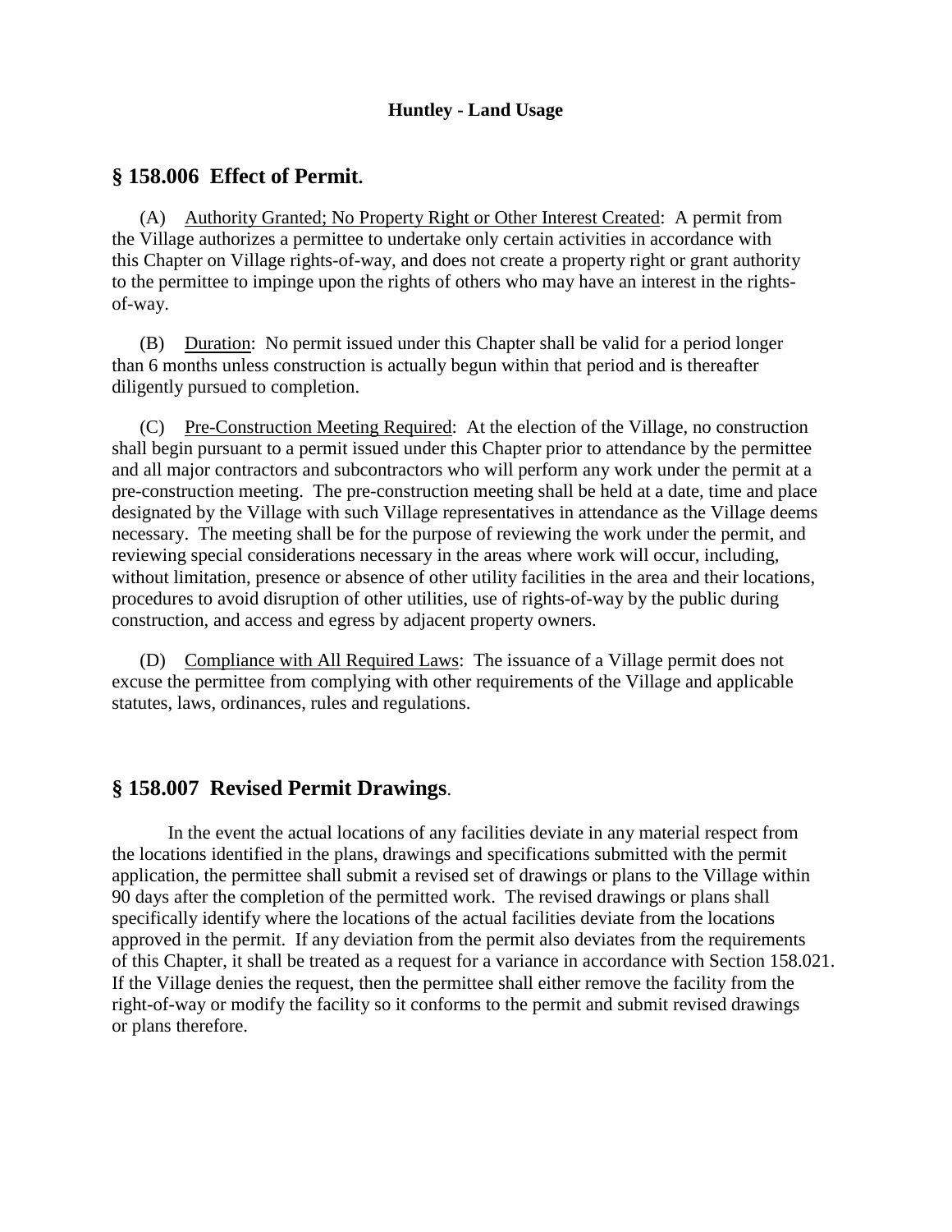## § 158.006 Effect of Permit.

(A) Authority Granted; No Property Right or Other Interest Created: A permit from the Village authorizes a permittee to undertake only certain activities in accordance with this Chapter on Village rights-of-way, and does not create a property right or grant authority to the permittee to impinge upon the rights of others who may have an interest in the rights-of-way.

(B) Duration: No permit issued under this Chapter shall be valid for a period longer than 6 months unless construction is actually begun within that period and is thereafter diligently pursued to completion.

(C) Pre-Construction Meeting Required: At the election of the Village, no construction shall begin pursuant to a permit issued under this Chapter prior to attendance by the permittee and all major contractors and subcontractors who will perform any work under the permit at a pre-construction meeting. The pre-construction meeting shall be held at a date, time and place designated by the Village with such Village representatives in attendance as the Village deems necessary. The meeting shall be for the purpose of reviewing the work under the permit, and reviewing special considerations necessary in the areas where work will occur, including, without limitation, presence or absence of other utility facilities in the area and their locations, procedures to avoid disruption of other utilities, use of rights-of-way by the public during construction, and access and egress by adjacent property owners.

(D) Compliance with All Required Laws: The issuance of a Village permit does not excuse the permittee from complying with other requirements of the Village and applicable statutes, laws, ordinances, rules and regulations.

## § 158.007 Revised Permit Drawings.

In the event the actual locations of any facilities deviate in any material respect from the locations identified in the plans, drawings and specifications submitted with the permit application, the permittee shall submit a revised set of drawings or plans to the Village within 90 days after the completion of the permitted work. The revised drawings or plans shall specifically identify where the locations of the actual facilities deviate from the locations approved in the permit. If any deviation from the permit also deviates from the requirements of this Chapter, it shall be treated as a request for a variance in accordance with Section 158.021. If the Village denies the request, then the permittee shall either remove the facility from the right-of-way or modify the facility so it conforms to the permit and submit revised drawings or plans therefore.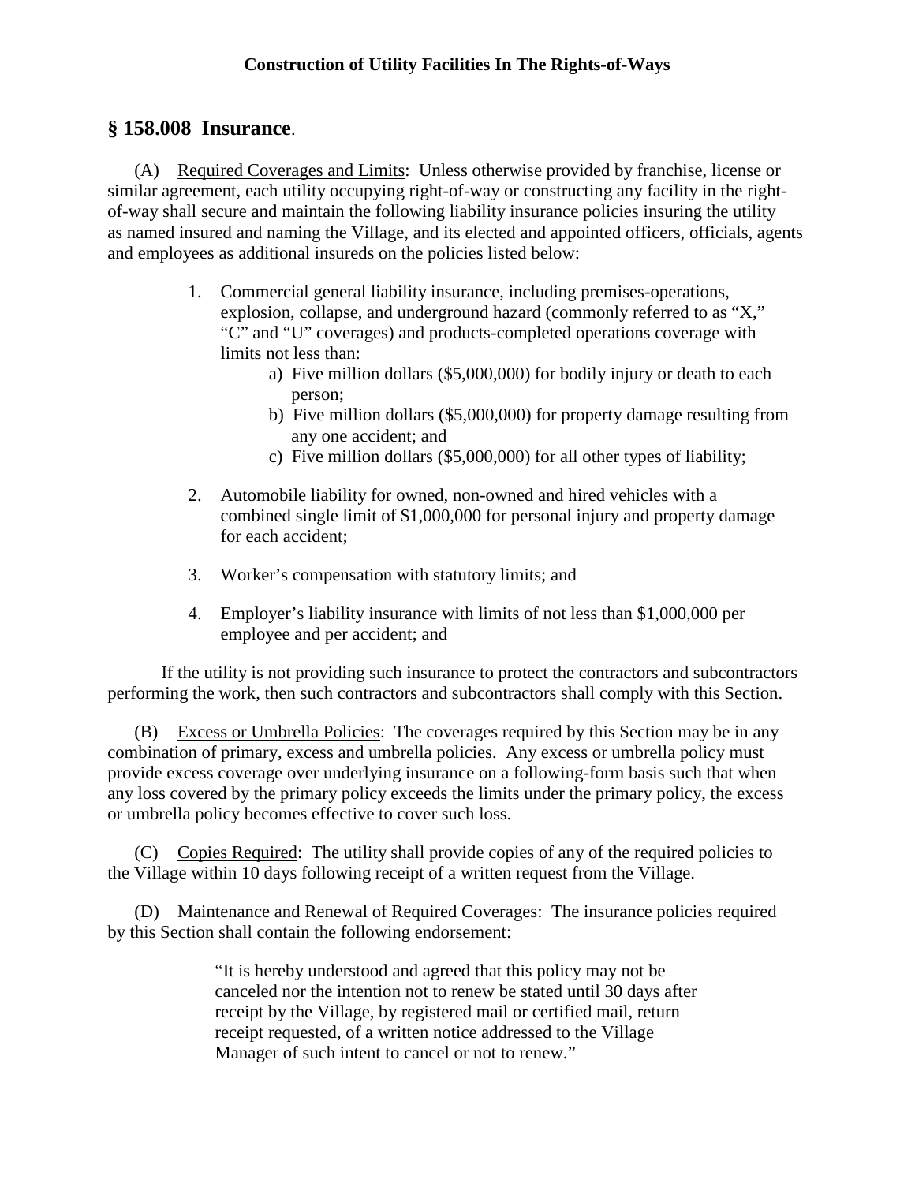**Construction of Utility Facilities In The Rights-of-Ways**

## § 158.008 Insurance.

(A) Required Coverages and Limits: Unless otherwise provided by franchise, license or similar agreement, each utility occupying right-of-way or constructing any facility in the right-of-way shall secure and maintain the following liability insurance policies insuring the utility as named insured and naming the Village, and its elected and appointed officers, officials, agents and employees as additional insureds on the policies listed below:

1. Commercial general liability insurance, including premises-operations, explosion, collapse, and underground hazard (commonly referred to as "X," "C" and "U" coverages) and products-completed operations coverage with limits not less than:
   a) Five million dollars ($5,000,000) for bodily injury or death to each person;
   b) Five million dollars ($5,000,000) for property damage resulting from any one accident; and
   c) Five million dollars ($5,000,000) for all other types of liability;

2. Automobile liability for owned, non-owned and hired vehicles with a combined single limit of $1,000,000 for personal injury and property damage for each accident;

3. Worker's compensation with statutory limits; and

4. Employer's liability insurance with limits of not less than $1,000,000 per employee and per accident; and

If the utility is not providing such insurance to protect the contractors and subcontractors performing the work, then such contractors and subcontractors shall comply with this Section.

(B) Excess or Umbrella Policies: The coverages required by this Section may be in any combination of primary, excess and umbrella policies. Any excess or umbrella policy must provide excess coverage over underlying insurance on a following-form basis such that when any loss covered by the primary policy exceeds the limits under the primary policy, the excess or umbrella policy becomes effective to cover such loss.

(C) Copies Required: The utility shall provide copies of any of the required policies to the Village within 10 days following receipt of a written request from the Village.

(D) Maintenance and Renewal of Required Coverages: The insurance policies required by this Section shall contain the following endorsement:

> "It is hereby understood and agreed that this policy may not be canceled nor the intention not to renew be stated until 30 days after receipt by the Village, by registered mail or certified mail, return receipt requested, of a written notice addressed to the Village Manager of such intent to cancel or not to renew."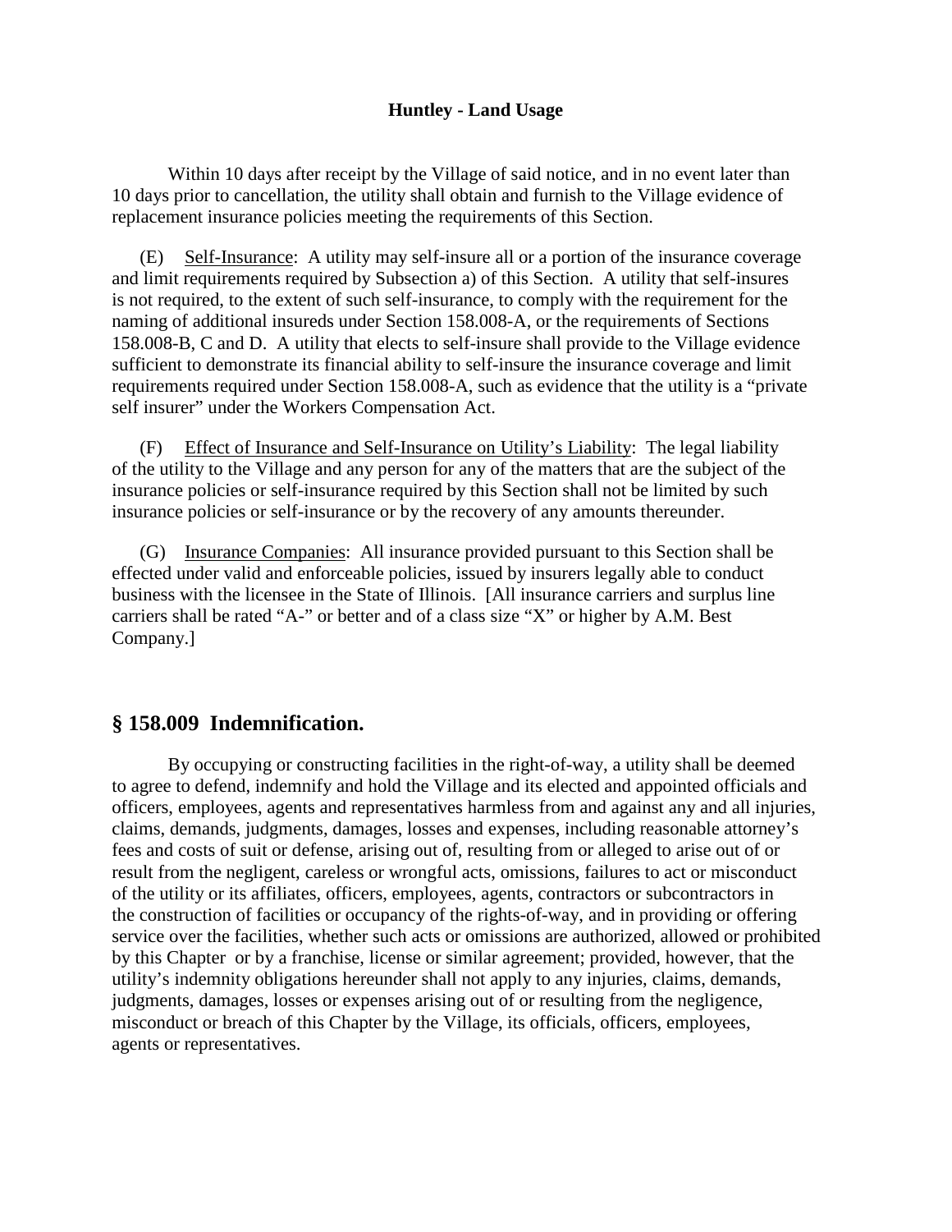Within 10 days after receipt by the Village of said notice, and in no event later than 10 days prior to cancellation, the utility shall obtain and furnish to the Village evidence of replacement insurance policies meeting the requirements of this Section.

(E) Self-Insurance: A utility may self-insure all or a portion of the insurance coverage and limit requirements required by Subsection a) of this Section. A utility that self-insures is not required, to the extent of such self-insurance, to comply with the requirement for the naming of additional insureds under Section 158.008-A, or the requirements of Sections 158.008-B, C and D. A utility that elects to self-insure shall provide to the Village evidence sufficient to demonstrate its financial ability to self-insure the insurance coverage and limit requirements required under Section 158.008-A, such as evidence that the utility is a "private self insurer" under the Workers Compensation Act.

(F) Effect of Insurance and Self-Insurance on Utility's Liability: The legal liability of the utility to the Village and any person for any of the matters that are the subject of the insurance policies or self-insurance required by this Section shall not be limited by such insurance policies or self-insurance or by the recovery of any amounts thereunder.

(G) Insurance Companies: All insurance provided pursuant to this Section shall be effected under valid and enforceable policies, issued by insurers legally able to conduct business with the licensee in the State of Illinois. [All insurance carriers and surplus line carriers shall be rated "A-" or better and of a class size "X" or higher by A.M. Best Company.]

## § 158.009 Indemnification.

By occupying or constructing facilities in the right-of-way, a utility shall be deemed to agree to defend, indemnify and hold the Village and its elected and appointed officials and officers, employees, agents and representatives harmless from and against any and all injuries, claims, demands, judgments, damages, losses and expenses, including reasonable attorney's fees and costs of suit or defense, arising out of, resulting from or alleged to arise out of or result from the negligent, careless or wrongful acts, omissions, failures to act or misconduct of the utility or its affiliates, officers, employees, agents, contractors or subcontractors in the construction of facilities or occupancy of the rights-of-way, and in providing or offering service over the facilities, whether such acts or omissions are authorized, allowed or prohibited by this Chapter or by a franchise, license or similar agreement; provided, however, that the utility's indemnity obligations hereunder shall not apply to any injuries, claims, demands, judgments, damages, losses or expenses arising out of or resulting from the negligence, misconduct or breach of this Chapter by the Village, its officials, officers, employees, agents or representatives.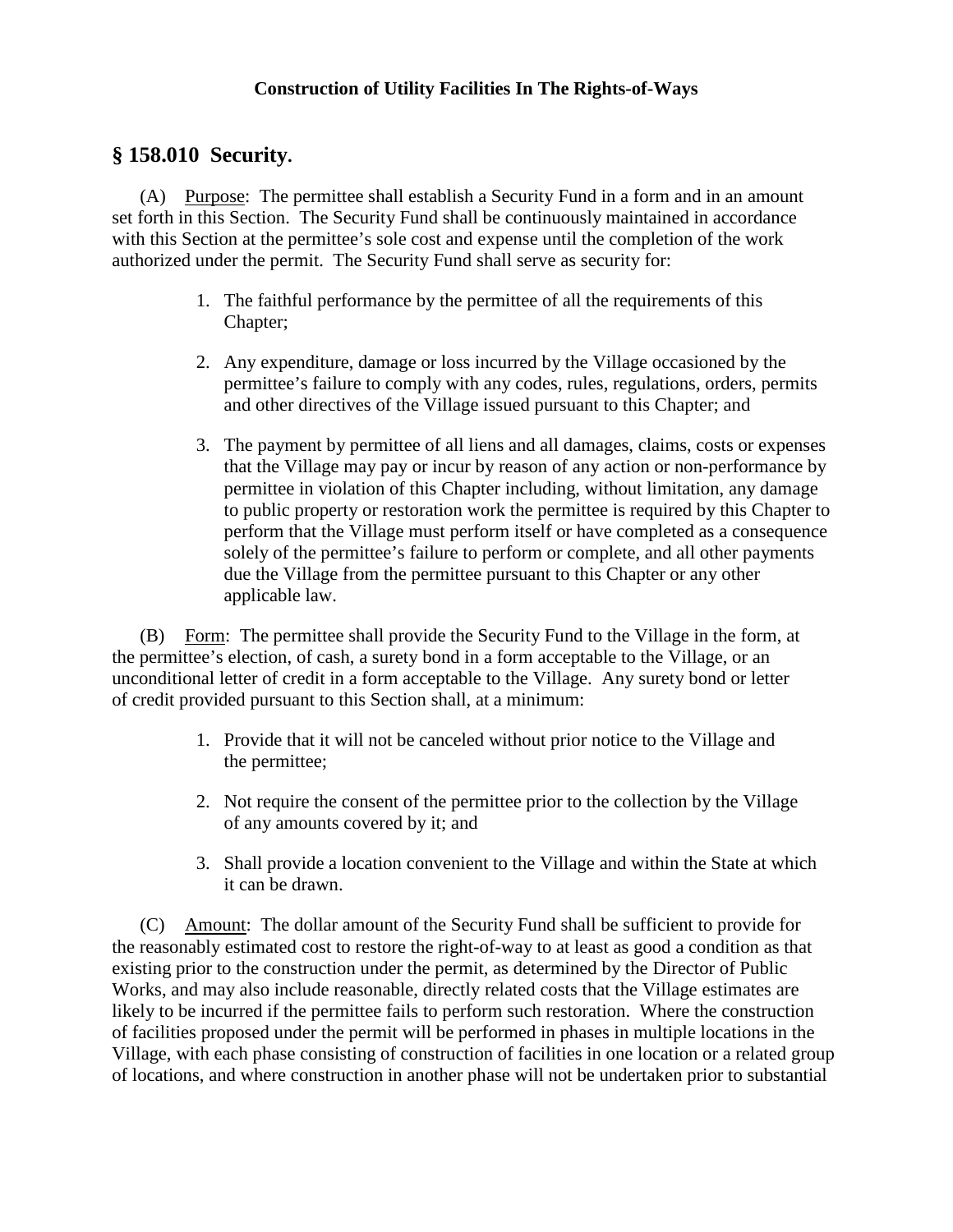**Construction of Utility Facilities In The Rights-of-Ways**

## § 158.010 Security.

(A) Purpose: The permittee shall establish a Security Fund in a form and in an amount set forth in this Section. The Security Fund shall be continuously maintained in accordance with this Section at the permittee's sole cost and expense until the completion of the work authorized under the permit. The Security Fund shall serve as security for:

1. The faithful performance by the permittee of all the requirements of this Chapter;

2. Any expenditure, damage or loss incurred by the Village occasioned by the permittee's failure to comply with any codes, rules, regulations, orders, permits and other directives of the Village issued pursuant to this Chapter; and

3. The payment by permittee of all liens and all damages, claims, costs or expenses that the Village may pay or incur by reason of any action or non-performance by permittee in violation of this Chapter including, without limitation, any damage to public property or restoration work the permittee is required by this Chapter to perform that the Village must perform itself or have completed as a consequence solely of the permittee's failure to perform or complete, and all other payments due the Village from the permittee pursuant to this Chapter or any other applicable law.

(B) Form: The permittee shall provide the Security Fund to the Village in the form, at the permittee's election, of cash, a surety bond in a form acceptable to the Village, or an unconditional letter of credit in a form acceptable to the Village. Any surety bond or letter of credit provided pursuant to this Section shall, at a minimum:

1. Provide that it will not be canceled without prior notice to the Village and the permittee;

2. Not require the consent of the permittee prior to the collection by the Village of any amounts covered by it; and

3. Shall provide a location convenient to the Village and within the State at which it can be drawn.

(C) Amount: The dollar amount of the Security Fund shall be sufficient to provide for the reasonably estimated cost to restore the right-of-way to at least as good a condition as that existing prior to the construction under the permit, as determined by the Director of Public Works, and may also include reasonable, directly related costs that the Village estimates are likely to be incurred if the permittee fails to perform such restoration. Where the construction of facilities proposed under the permit will be performed in phases in multiple locations in the Village, with each phase consisting of construction of facilities in one location or a related group of locations, and where construction in another phase will not be undertaken prior to substantial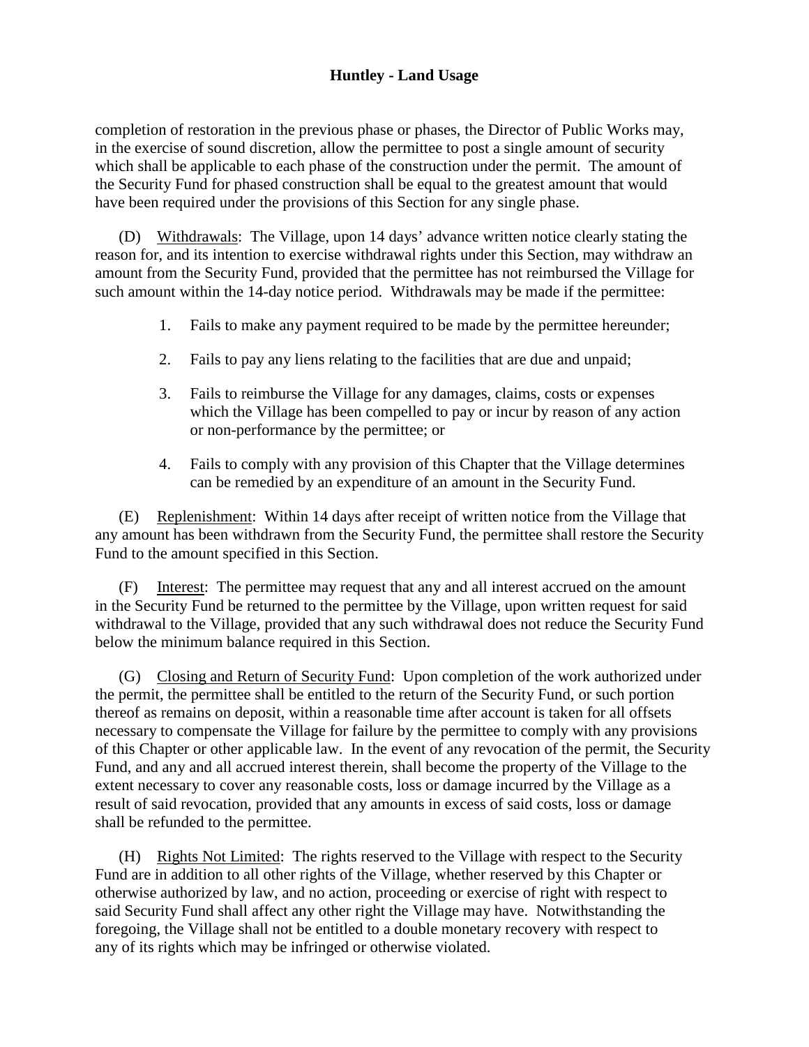completion of restoration in the previous phase or phases, the Director of Public Works may, in the exercise of sound discretion, allow the permittee to post a single amount of security which shall be applicable to each phase of the construction under the permit. The amount of the Security Fund for phased construction shall be equal to the greatest amount that would have been required under the provisions of this Section for any single phase.

(D) Withdrawals: The Village, upon 14 days' advance written notice clearly stating the reason for, and its intention to exercise withdrawal rights under this Section, may withdraw an amount from the Security Fund, provided that the permittee has not reimbursed the Village for such amount within the 14-day notice period. Withdrawals may be made if the permittee:

1. Fails to make any payment required to be made by the permittee hereunder;
2. Fails to pay any liens relating to the facilities that are due and unpaid;
3. Fails to reimburse the Village for any damages, claims, costs or expenses which the Village has been compelled to pay or incur by reason of any action or non-performance by the permittee; or
4. Fails to comply with any provision of this Chapter that the Village determines can be remedied by an expenditure of an amount in the Security Fund.

(E) Replenishment: Within 14 days after receipt of written notice from the Village that any amount has been withdrawn from the Security Fund, the permittee shall restore the Security Fund to the amount specified in this Section.

(F) Interest: The permittee may request that any and all interest accrued on the amount in the Security Fund be returned to the permittee by the Village, upon written request for said withdrawal to the Village, provided that any such withdrawal does not reduce the Security Fund below the minimum balance required in this Section.

(G) Closing and Return of Security Fund: Upon completion of the work authorized under the permit, the permittee shall be entitled to the return of the Security Fund, or such portion thereof as remains on deposit, within a reasonable time after account is taken for all offsets necessary to compensate the Village for failure by the permittee to comply with any provisions of this Chapter or other applicable law. In the event of any revocation of the permit, the Security Fund, and any and all accrued interest therein, shall become the property of the Village to the extent necessary to cover any reasonable costs, loss or damage incurred by the Village as a result of said revocation, provided that any amounts in excess of said costs, loss or damage shall be refunded to the permittee.

(H) Rights Not Limited: The rights reserved to the Village with respect to the Security Fund are in addition to all other rights of the Village, whether reserved by this Chapter or otherwise authorized by law, and no action, proceeding or exercise of right with respect to said Security Fund shall affect any other right the Village may have. Notwithstanding the foregoing, the Village shall not be entitled to a double monetary recovery with respect to any of its rights which may be infringed or otherwise violated.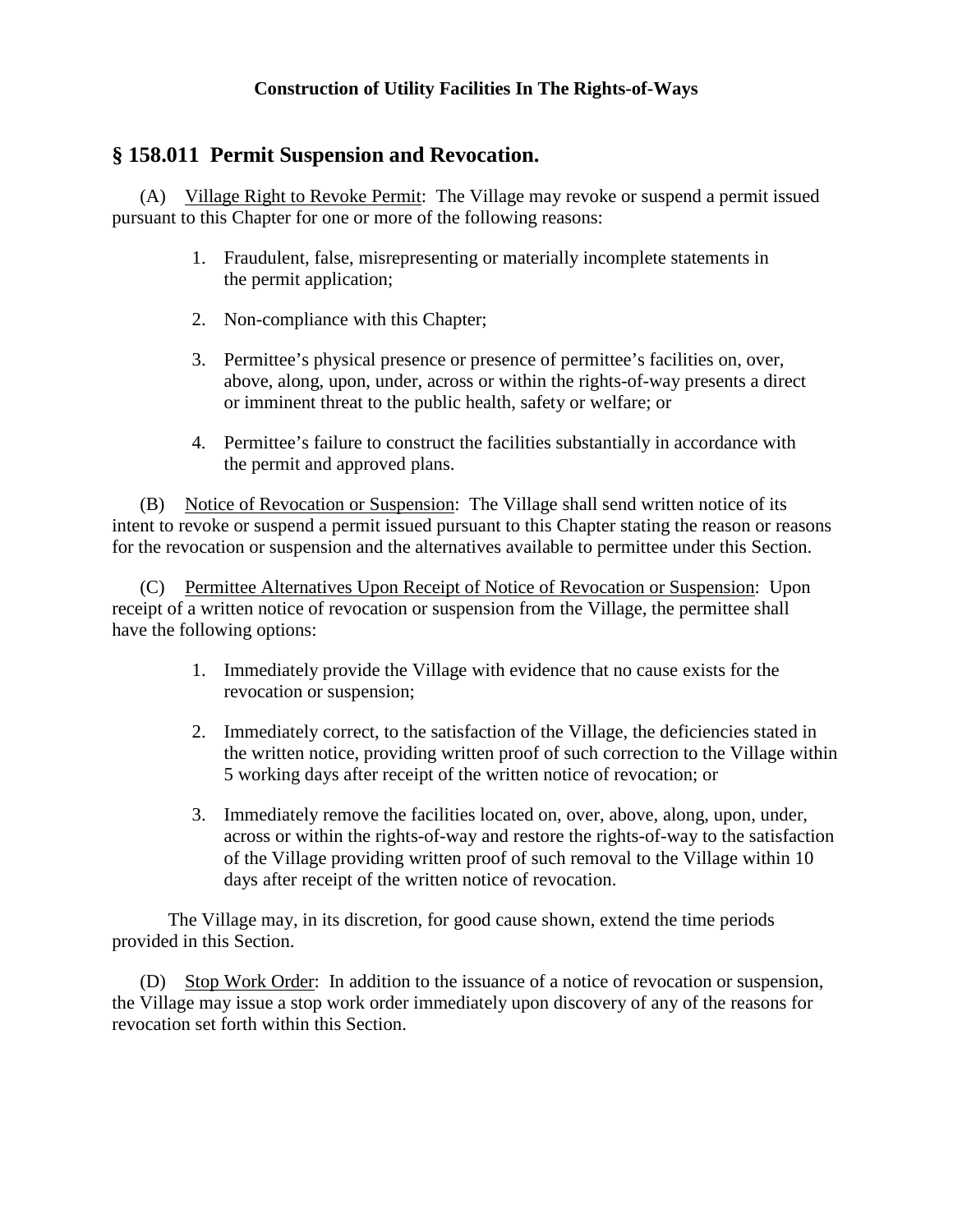**Construction of Utility Facilities In The Rights-of-Ways**

## § 158.011 Permit Suspension and Revocation.

(A) Village Right to Revoke Permit: The Village may revoke or suspend a permit issued pursuant to this Chapter for one or more of the following reasons:

1. Fraudulent, false, misrepresenting or materially incomplete statements in the permit application;
2. Non-compliance with this Chapter;
3. Permittee's physical presence or presence of permittee's facilities on, over, above, along, upon, under, across or within the rights-of-way presents a direct or imminent threat to the public health, safety or welfare; or
4. Permittee's failure to construct the facilities substantially in accordance with the permit and approved plans.

(B) Notice of Revocation or Suspension: The Village shall send written notice of its intent to revoke or suspend a permit issued pursuant to this Chapter stating the reason or reasons for the revocation or suspension and the alternatives available to permittee under this Section.

(C) Permittee Alternatives Upon Receipt of Notice of Revocation or Suspension: Upon receipt of a written notice of revocation or suspension from the Village, the permittee shall have the following options:

1. Immediately provide the Village with evidence that no cause exists for the revocation or suspension;
2. Immediately correct, to the satisfaction of the Village, the deficiencies stated in the written notice, providing written proof of such correction to the Village within 5 working days after receipt of the written notice of revocation; or
3. Immediately remove the facilities located on, over, above, along, upon, under, across or within the rights-of-way and restore the rights-of-way to the satisfaction of the Village providing written proof of such removal to the Village within 10 days after receipt of the written notice of revocation.

The Village may, in its discretion, for good cause shown, extend the time periods provided in this Section.

(D) Stop Work Order: In addition to the issuance of a notice of revocation or suspension, the Village may issue a stop work order immediately upon discovery of any of the reasons for revocation set forth within this Section.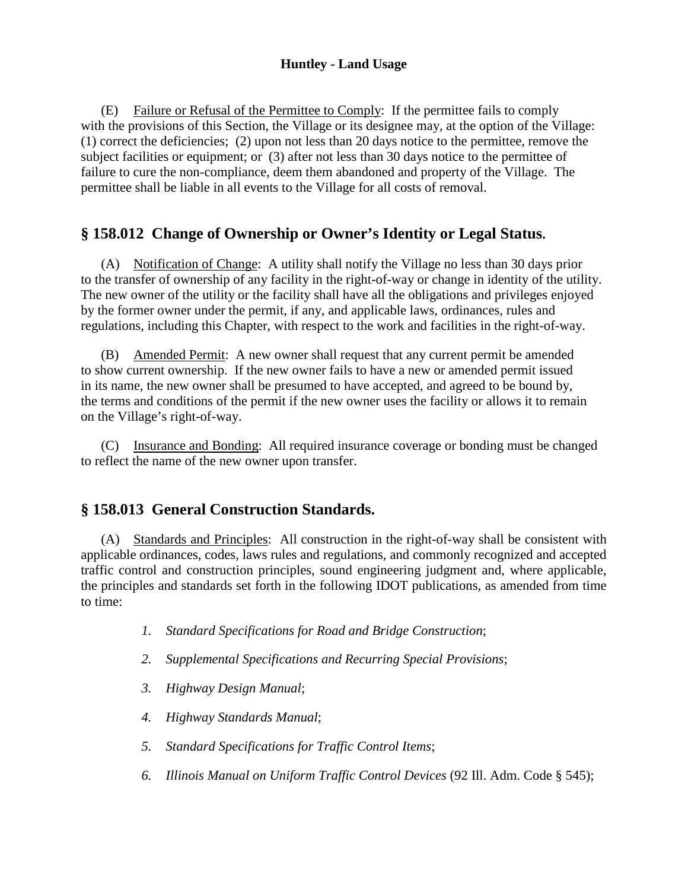(E) Failure or Refusal of the Permittee to Comply: If the permittee fails to comply with the provisions of this Section, the Village or its designee may, at the option of the Village: (1) correct the deficiencies; (2) upon not less than 20 days notice to the permittee, remove the subject facilities or equipment; or (3) after not less than 30 days notice to the permittee of failure to cure the non-compliance, deem them abandoned and property of the Village. The permittee shall be liable in all events to the Village for all costs of removal.

## § 158.012 Change of Ownership or Owner's Identity or Legal Status.

(A) Notification of Change: A utility shall notify the Village no less than 30 days prior to the transfer of ownership of any facility in the right-of-way or change in identity of the utility. The new owner of the utility or the facility shall have all the obligations and privileges enjoyed by the former owner under the permit, if any, and applicable laws, ordinances, rules and regulations, including this Chapter, with respect to the work and facilities in the right-of-way.

(B) Amended Permit: A new owner shall request that any current permit be amended to show current ownership. If the new owner fails to have a new or amended permit issued in its name, the new owner shall be presumed to have accepted, and agreed to be bound by, the terms and conditions of the permit if the new owner uses the facility or allows it to remain on the Village's right-of-way.

(C) Insurance and Bonding: All required insurance coverage or bonding must be changed to reflect the name of the new owner upon transfer.

## § 158.013 General Construction Standards.

(A) Standards and Principles: All construction in the right-of-way shall be consistent with applicable ordinances, codes, laws rules and regulations, and commonly recognized and accepted traffic control and construction principles, sound engineering judgment and, where applicable, the principles and standards set forth in the following IDOT publications, as amended from time to time:

1. *Standard Specifications for Road and Bridge Construction*;
2. *Supplemental Specifications and Recurring Special Provisions*;
3. *Highway Design Manual*;
4. *Highway Standards Manual*;
5. *Standard Specifications for Traffic Control Items*;
6. *Illinois Manual on Uniform Traffic Control Devices* (92 Ill. Adm. Code § 545);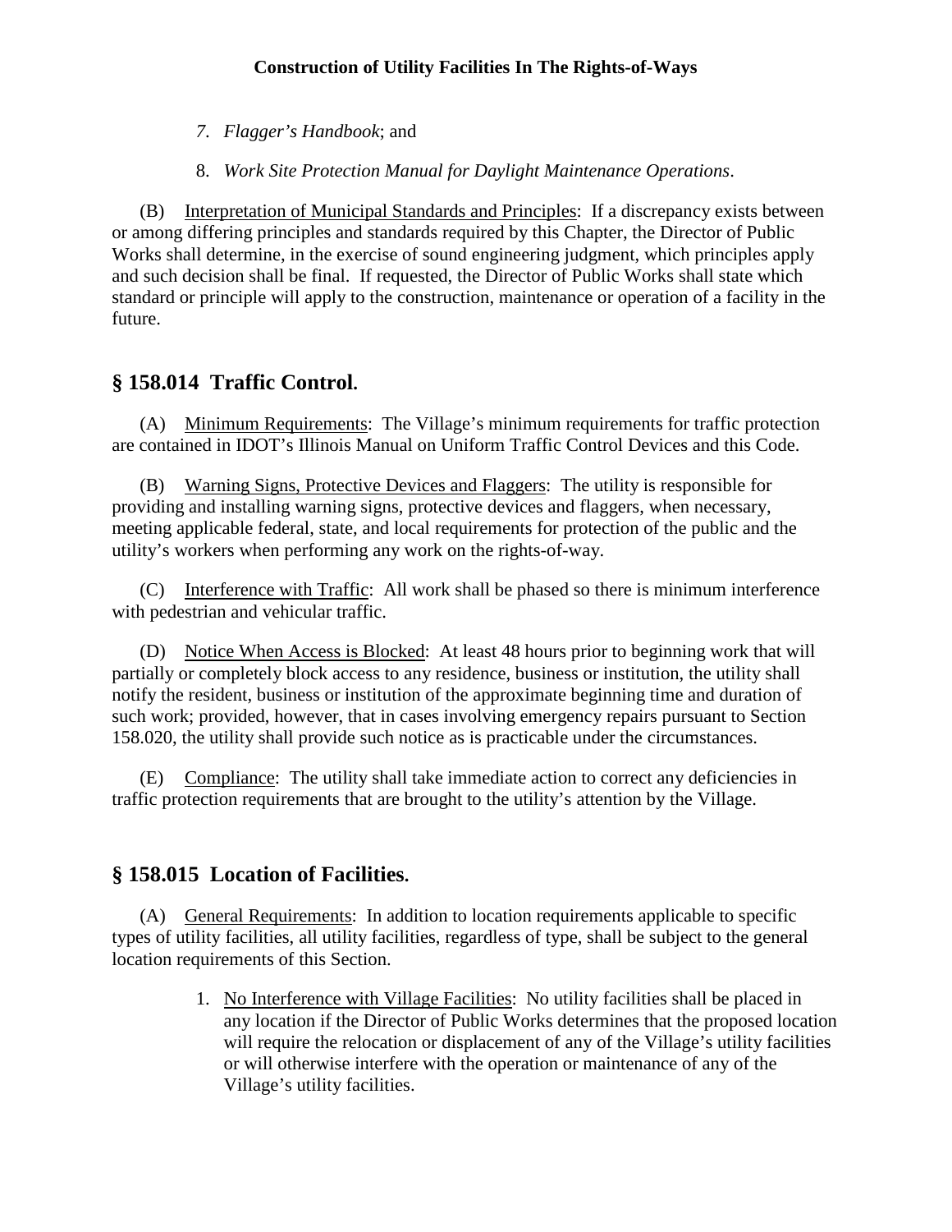7. *Flagger's Handbook*; and

8. *Work Site Protection Manual for Daylight Maintenance Operations*.

(B) Interpretation of Municipal Standards and Principles: If a discrepancy exists between or among differing principles and standards required by this Chapter, the Director of Public Works shall determine, in the exercise of sound engineering judgment, which principles apply and such decision shall be final. If requested, the Director of Public Works shall state which standard or principle will apply to the construction, maintenance or operation of a facility in the future.

## § 158.014 Traffic Control.

(A) Minimum Requirements: The Village's minimum requirements for traffic protection are contained in IDOT's Illinois Manual on Uniform Traffic Control Devices and this Code.

(B) Warning Signs, Protective Devices and Flaggers: The utility is responsible for providing and installing warning signs, protective devices and flaggers, when necessary, meeting applicable federal, state, and local requirements for protection of the public and the utility's workers when performing any work on the rights-of-way.

(C) Interference with Traffic: All work shall be phased so there is minimum interference with pedestrian and vehicular traffic.

(D) Notice When Access is Blocked: At least 48 hours prior to beginning work that will partially or completely block access to any residence, business or institution, the utility shall notify the resident, business or institution of the approximate beginning time and duration of such work; provided, however, that in cases involving emergency repairs pursuant to Section 158.020, the utility shall provide such notice as is practicable under the circumstances.

(E) Compliance: The utility shall take immediate action to correct any deficiencies in traffic protection requirements that are brought to the utility's attention by the Village.

## § 158.015 Location of Facilities.

(A) General Requirements: In addition to location requirements applicable to specific types of utility facilities, all utility facilities, regardless of type, shall be subject to the general location requirements of this Section.

1. No Interference with Village Facilities: No utility facilities shall be placed in any location if the Director of Public Works determines that the proposed location will require the relocation or displacement of any of the Village's utility facilities or will otherwise interfere with the operation or maintenance of any of the Village's utility facilities.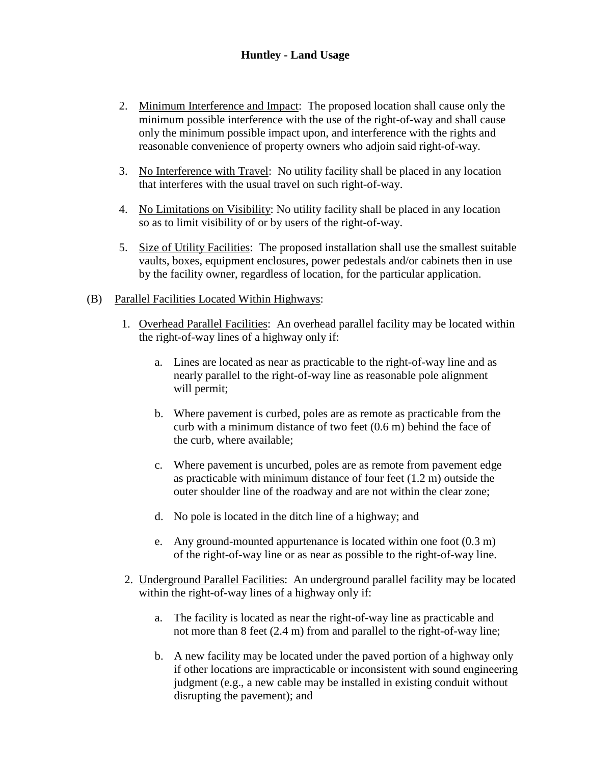2. Minimum Interference and Impact: The proposed location shall cause only the minimum possible interference with the use of the right-of-way and shall cause only the minimum possible impact upon, and interference with the rights and reasonable convenience of property owners who adjoin said right-of-way.

3. No Interference with Travel: No utility facility shall be placed in any location that interferes with the usual travel on such right-of-way.

4. No Limitations on Visibility: No utility facility shall be placed in any location so as to limit visibility of or by users of the right-of-way.

5. Size of Utility Facilities: The proposed installation shall use the smallest suitable vaults, boxes, equipment enclosures, power pedestals and/or cabinets then in use by the facility owner, regardless of location, for the particular application.

(B) Parallel Facilities Located Within Highways:

1. Overhead Parallel Facilities: An overhead parallel facility may be located within the right-of-way lines of a highway only if:

   a. Lines are located as near as practicable to the right-of-way line and as nearly parallel to the right-of-way line as reasonable pole alignment will permit;

   b. Where pavement is curbed, poles are as remote as practicable from the curb with a minimum distance of two feet (0.6 m) behind the face of the curb, where available;

   c. Where pavement is uncurbed, poles are as remote from pavement edge as practicable with minimum distance of four feet (1.2 m) outside the outer shoulder line of the roadway and are not within the clear zone;

   d. No pole is located in the ditch line of a highway; and

   e. Any ground-mounted appurtenance is located within one foot (0.3 m) of the right-of-way line or as near as possible to the right-of-way line.

2. Underground Parallel Facilities: An underground parallel facility may be located within the right-of-way lines of a highway only if:

   a. The facility is located as near the right-of-way line as practicable and not more than 8 feet (2.4 m) from and parallel to the right-of-way line;

   b. A new facility may be located under the paved portion of a highway only if other locations are impracticable or inconsistent with sound engineering judgment (e.g., a new cable may be installed in existing conduit without disrupting the pavement); and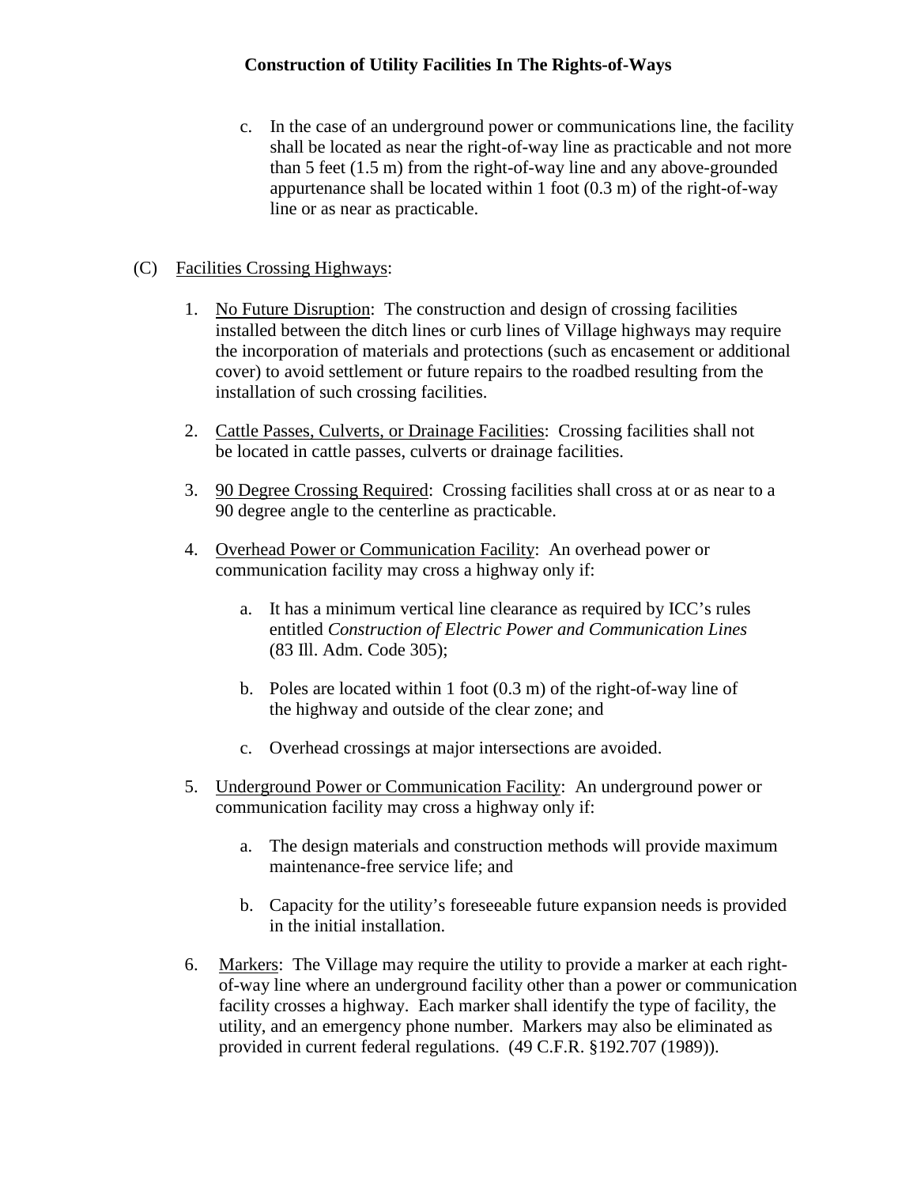c. In the case of an underground power or communications line, the facility shall be located as near the right-of-way line as practicable and not more than 5 feet (1.5 m) from the right-of-way line and any above-grounded appurtenance shall be located within 1 foot (0.3 m) of the right-of-way line or as near as practicable.

(C) Facilities Crossing Highways:

1. No Future Disruption: The construction and design of crossing facilities installed between the ditch lines or curb lines of Village highways may require the incorporation of materials and protections (such as encasement or additional cover) to avoid settlement or future repairs to the roadbed resulting from the installation of such crossing facilities.

2. Cattle Passes, Culverts, or Drainage Facilities: Crossing facilities shall not be located in cattle passes, culverts or drainage facilities.

3. 90 Degree Crossing Required: Crossing facilities shall cross at or as near to a 90 degree angle to the centerline as practicable.

4. Overhead Power or Communication Facility: An overhead power or communication facility may cross a highway only if:

   a. It has a minimum vertical line clearance as required by ICC's rules entitled *Construction of Electric Power and Communication Lines* (83 Ill. Adm. Code 305);

   b. Poles are located within 1 foot (0.3 m) of the right-of-way line of the highway and outside of the clear zone; and

   c. Overhead crossings at major intersections are avoided.

5. Underground Power or Communication Facility: An underground power or communication facility may cross a highway only if:

   a. The design materials and construction methods will provide maximum maintenance-free service life; and

   b. Capacity for the utility's foreseeable future expansion needs is provided in the initial installation.

6. Markers: The Village may require the utility to provide a marker at each right-of-way line where an underground facility other than a power or communication facility crosses a highway. Each marker shall identify the type of facility, the utility, and an emergency phone number. Markers may also be eliminated as provided in current federal regulations. (49 C.F.R. §192.707 (1989)).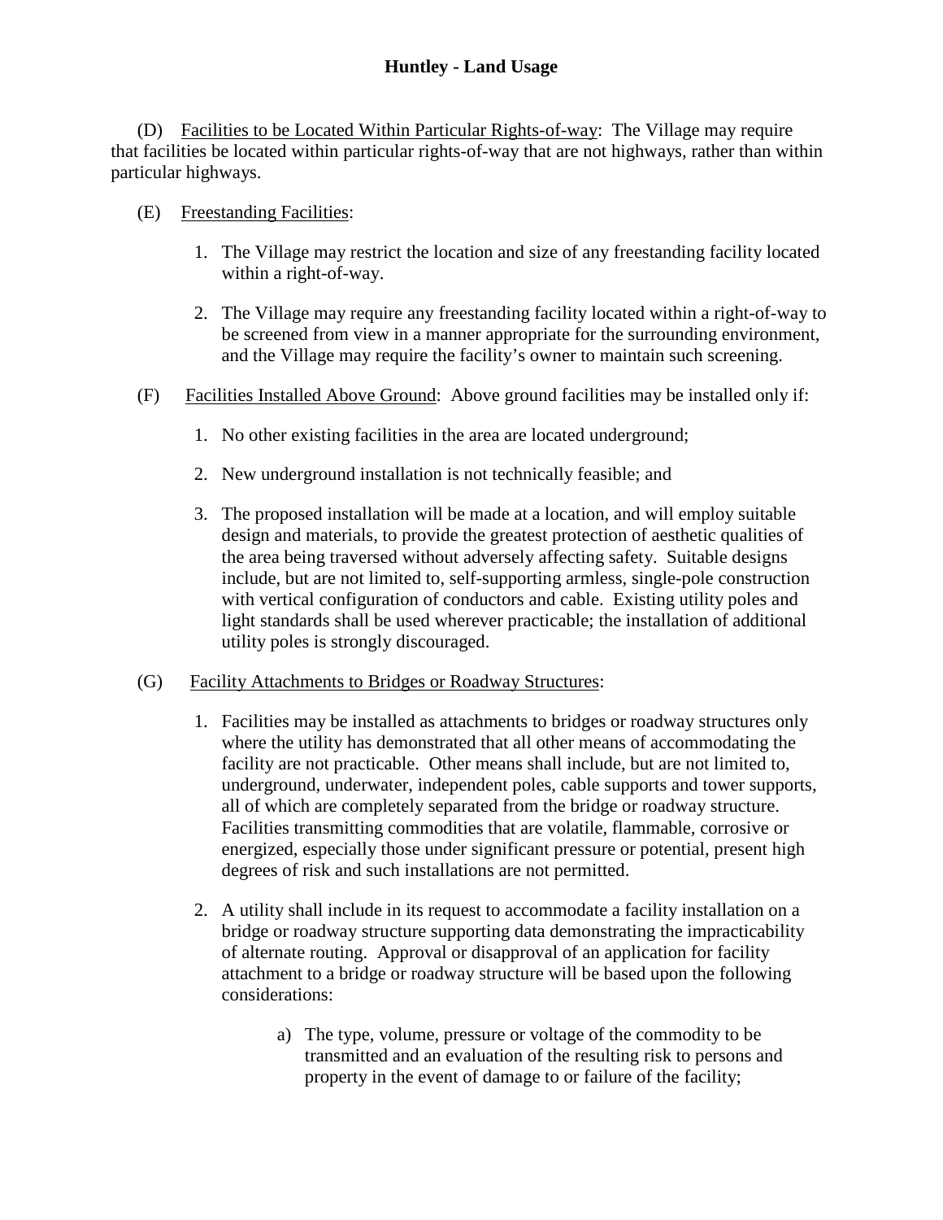(D) Facilities to be Located Within Particular Rights-of-way: The Village may require that facilities be located within particular rights-of-way that are not highways, rather than within particular highways.

(E) Freestanding Facilities:

1. The Village may restrict the location and size of any freestanding facility located within a right-of-way.

2. The Village may require any freestanding facility located within a right-of-way to be screened from view in a manner appropriate for the surrounding environment, and the Village may require the facility's owner to maintain such screening.

(F) Facilities Installed Above Ground: Above ground facilities may be installed only if:

1. No other existing facilities in the area are located underground;

2. New underground installation is not technically feasible; and

3. The proposed installation will be made at a location, and will employ suitable design and materials, to provide the greatest protection of aesthetic qualities of the area being traversed without adversely affecting safety. Suitable designs include, but are not limited to, self-supporting armless, single-pole construction with vertical configuration of conductors and cable. Existing utility poles and light standards shall be used wherever practicable; the installation of additional utility poles is strongly discouraged.

(G) Facility Attachments to Bridges or Roadway Structures:

1. Facilities may be installed as attachments to bridges or roadway structures only where the utility has demonstrated that all other means of accommodating the facility are not practicable. Other means shall include, but are not limited to, underground, underwater, independent poles, cable supports and tower supports, all of which are completely separated from the bridge or roadway structure. Facilities transmitting commodities that are volatile, flammable, corrosive or energized, especially those under significant pressure or potential, present high degrees of risk and such installations are not permitted.

2. A utility shall include in its request to accommodate a facility installation on a bridge or roadway structure supporting data demonstrating the impracticability of alternate routing. Approval or disapproval of an application for facility attachment to a bridge or roadway structure will be based upon the following considerations:

   a) The type, volume, pressure or voltage of the commodity to be transmitted and an evaluation of the resulting risk to persons and property in the event of damage to or failure of the facility;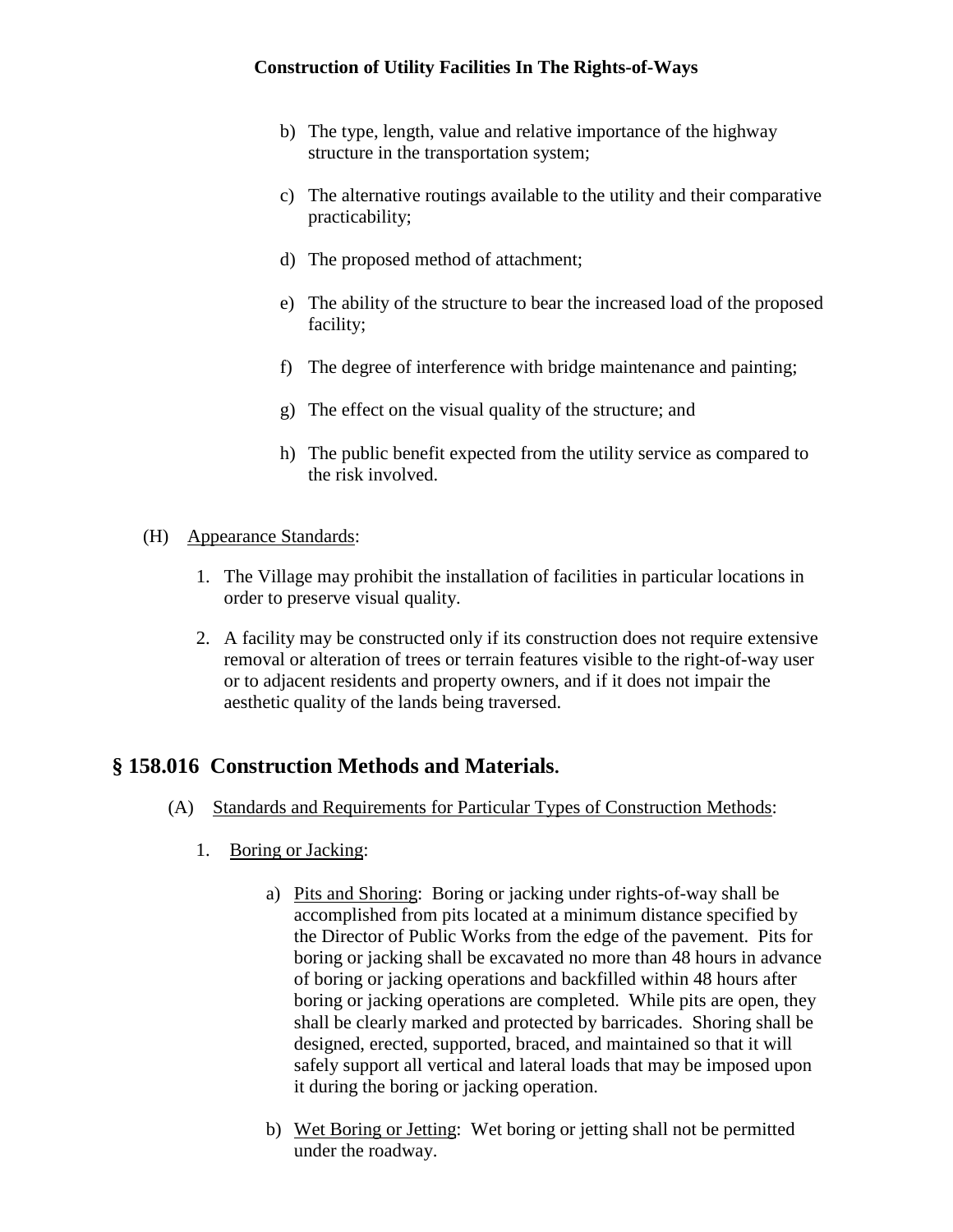b) The type, length, value and relative importance of the highway structure in the transportation system;

c) The alternative routings available to the utility and their comparative practicability;

d) The proposed method of attachment;

e) The ability of the structure to bear the increased load of the proposed facility;

f) The degree of interference with bridge maintenance and painting;

g) The effect on the visual quality of the structure; and

h) The public benefit expected from the utility service as compared to the risk involved.

(H) Appearance Standards:

1. The Village may prohibit the installation of facilities in particular locations in order to preserve visual quality.

2. A facility may be constructed only if its construction does not require extensive removal or alteration of trees or terrain features visible to the right-of-way user or to adjacent residents and property owners, and if it does not impair the aesthetic quality of the lands being traversed.

## § 158.016 Construction Methods and Materials.

(A) Standards and Requirements for Particular Types of Construction Methods:

1. Boring or Jacking:

a) Pits and Shoring: Boring or jacking under rights-of-way shall be accomplished from pits located at a minimum distance specified by the Director of Public Works from the edge of the pavement. Pits for boring or jacking shall be excavated no more than 48 hours in advance of boring or jacking operations and backfilled within 48 hours after boring or jacking operations are completed. While pits are open, they shall be clearly marked and protected by barricades. Shoring shall be designed, erected, supported, braced, and maintained so that it will safely support all vertical and lateral loads that may be imposed upon it during the boring or jacking operation.

b) Wet Boring or Jetting: Wet boring or jetting shall not be permitted under the roadway.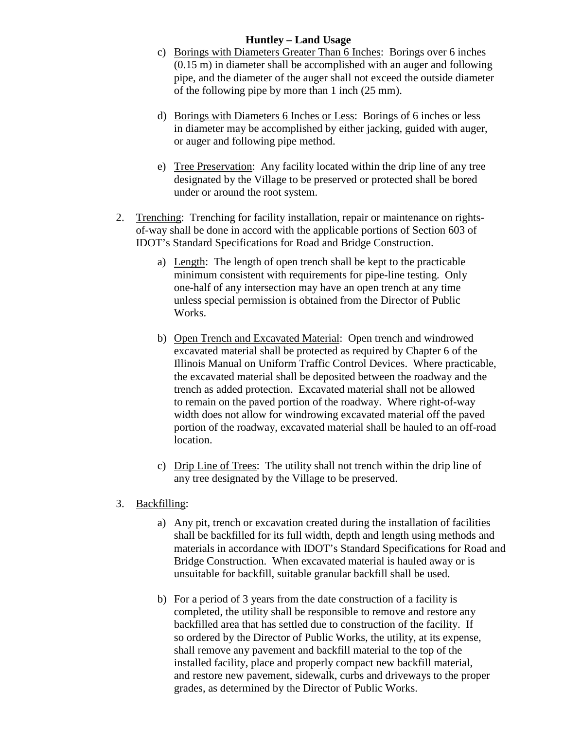c) <u>Borings with Diameters Greater Than 6 Inches</u>: Borings over 6 inches (0.15 m) in diameter shall be accomplished with an auger and following pipe, and the diameter of the auger shall not exceed the outside diameter of the following pipe by more than 1 inch (25 mm).

d) <u>Borings with Diameters 6 Inches or Less</u>: Borings of 6 inches or less in diameter may be accomplished by either jacking, guided with auger, or auger and following pipe method.

e) <u>Tree Preservation</u>: Any facility located within the drip line of any tree designated by the Village to be preserved or protected shall be bored under or around the root system.

2. <u>Trenching</u>: Trenching for facility installation, repair or maintenance on rights-of-way shall be done in accord with the applicable portions of Section 603 of IDOT's Standard Specifications for Road and Bridge Construction.

   a) <u>Length</u>: The length of open trench shall be kept to the practicable minimum consistent with requirements for pipe-line testing. Only one-half of any intersection may have an open trench at any time unless special permission is obtained from the Director of Public Works.

   b) <u>Open Trench and Excavated Material</u>: Open trench and windrowed excavated material shall be protected as required by Chapter 6 of the Illinois Manual on Uniform Traffic Control Devices. Where practicable, the excavated material shall be deposited between the roadway and the trench as added protection. Excavated material shall not be allowed to remain on the paved portion of the roadway. Where right-of-way width does not allow for windrowing excavated material off the paved portion of the roadway, excavated material shall be hauled to an off-road location.

   c) <u>Drip Line of Trees</u>: The utility shall not trench within the drip line of any tree designated by the Village to be preserved.

3. <u>Backfilling</u>:

   a) Any pit, trench or excavation created during the installation of facilities shall be backfilled for its full width, depth and length using methods and materials in accordance with IDOT's Standard Specifications for Road and Bridge Construction. When excavated material is hauled away or is unsuitable for backfill, suitable granular backfill shall be used.

   b) For a period of 3 years from the date construction of a facility is completed, the utility shall be responsible to remove and restore any backfilled area that has settled due to construction of the facility. If so ordered by the Director of Public Works, the utility, at its expense, shall remove any pavement and backfill material to the top of the installed facility, place and properly compact new backfill material, and restore new pavement, sidewalk, curbs and driveways to the proper grades, as determined by the Director of Public Works.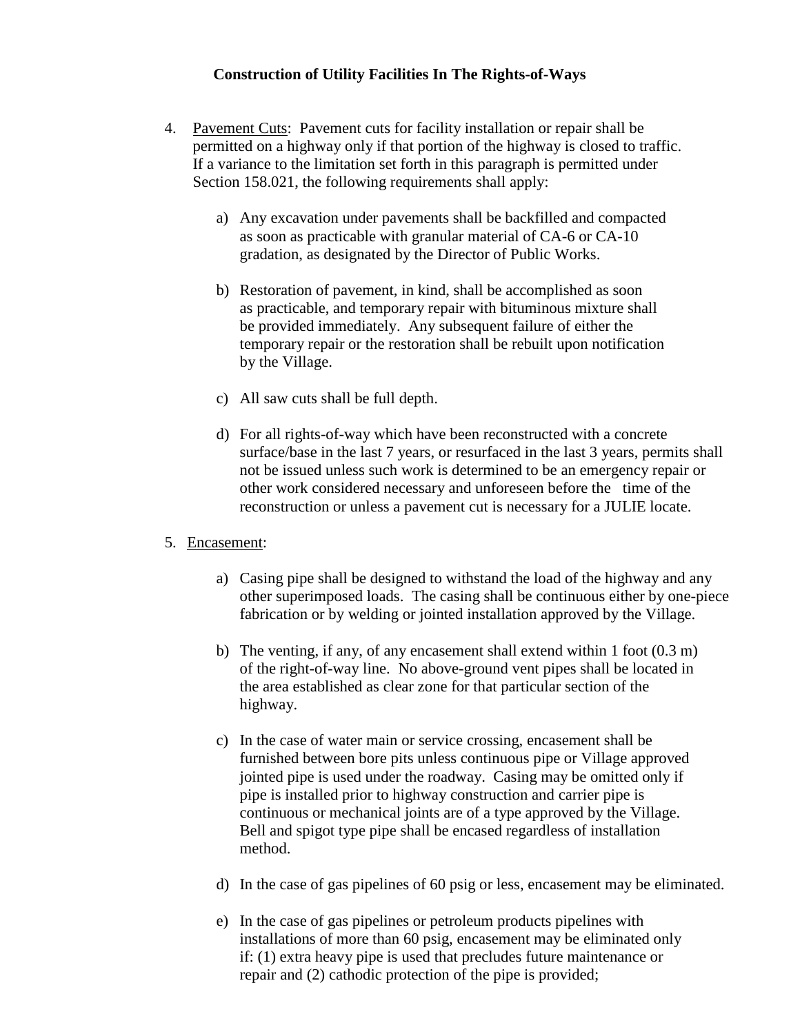**Construction of Utility Facilities In The Rights-of-Ways**

4. Pavement Cuts: Pavement cuts for facility installation or repair shall be permitted on a highway only if that portion of the highway is closed to traffic. If a variance to the limitation set forth in this paragraph is permitted under Section 158.021, the following requirements shall apply:

    a) Any excavation under pavements shall be backfilled and compacted as soon as practicable with granular material of CA-6 or CA-10 gradation, as designated by the Director of Public Works.

    b) Restoration of pavement, in kind, shall be accomplished as soon as practicable, and temporary repair with bituminous mixture shall be provided immediately. Any subsequent failure of either the temporary repair or the restoration shall be rebuilt upon notification by the Village.

    c) All saw cuts shall be full depth.

    d) For all rights-of-way which have been reconstructed with a concrete surface/base in the last 7 years, or resurfaced in the last 3 years, permits shall not be issued unless such work is determined to be an emergency repair or other work considered necessary and unforeseen before the time of the reconstruction or unless a pavement cut is necessary for a JULIE locate.

5. Encasement:

    a) Casing pipe shall be designed to withstand the load of the highway and any other superimposed loads. The casing shall be continuous either by one-piece fabrication or by welding or jointed installation approved by the Village.

    b) The venting, if any, of any encasement shall extend within 1 foot (0.3 m) of the right-of-way line. No above-ground vent pipes shall be located in the area established as clear zone for that particular section of the highway.

    c) In the case of water main or service crossing, encasement shall be furnished between bore pits unless continuous pipe or Village approved jointed pipe is used under the roadway. Casing may be omitted only if pipe is installed prior to highway construction and carrier pipe is continuous or mechanical joints are of a type approved by the Village. Bell and spigot type pipe shall be encased regardless of installation method.

    d) In the case of gas pipelines of 60 psig or less, encasement may be eliminated.

    e) In the case of gas pipelines or petroleum products pipelines with installations of more than 60 psig, encasement may be eliminated only if: (1) extra heavy pipe is used that precludes future maintenance or repair and (2) cathodic protection of the pipe is provided;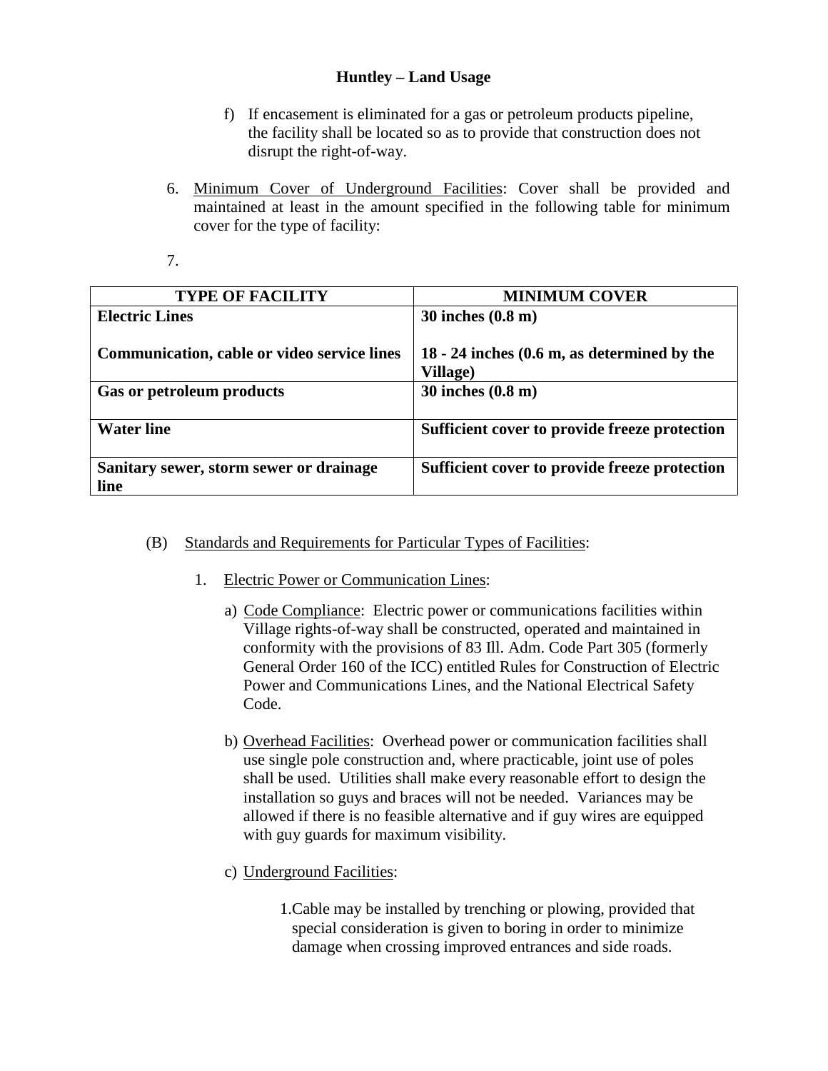f) If encasement is eliminated for a gas or petroleum products pipeline, the facility shall be located so as to provide that construction does not disrupt the right-of-way.

6. Minimum Cover of Underground Facilities: Cover shall be provided and maintained at least in the amount specified in the following table for minimum cover for the type of facility:

7.

| TYPE OF FACILITY | MINIMUM COVER |
| --- | --- |
| **Electric Lines**<br><br>**Communication, cable or video service lines** | **30 inches (0.8 m)**<br><br>**18 - 24 inches (0.6 m, as determined by the Village)** |
| **Gas or petroleum products** | **30 inches (0.8 m)** |
| **Water line** | **Sufficient cover to provide freeze protection** |
| **Sanitary sewer, storm sewer or drainage line** | **Sufficient cover to provide freeze protection** |

(B) Standards and Requirements for Particular Types of Facilities:

1. Electric Power or Communication Lines:

   a) Code Compliance: Electric power or communications facilities within Village rights-of-way shall be constructed, operated and maintained in conformity with the provisions of 83 Ill. Adm. Code Part 305 (formerly General Order 160 of the ICC) entitled Rules for Construction of Electric Power and Communications Lines, and the National Electrical Safety Code.

   b) Overhead Facilities: Overhead power or communication facilities shall use single pole construction and, where practicable, joint use of poles shall be used. Utilities shall make every reasonable effort to design the installation so guys and braces will not be needed. Variances may be allowed if there is no feasible alternative and if guy wires are equipped with guy guards for maximum visibility.

   c) Underground Facilities:

      1. Cable may be installed by trenching or plowing, provided that special consideration is given to boring in order to minimize damage when crossing improved entrances and side roads.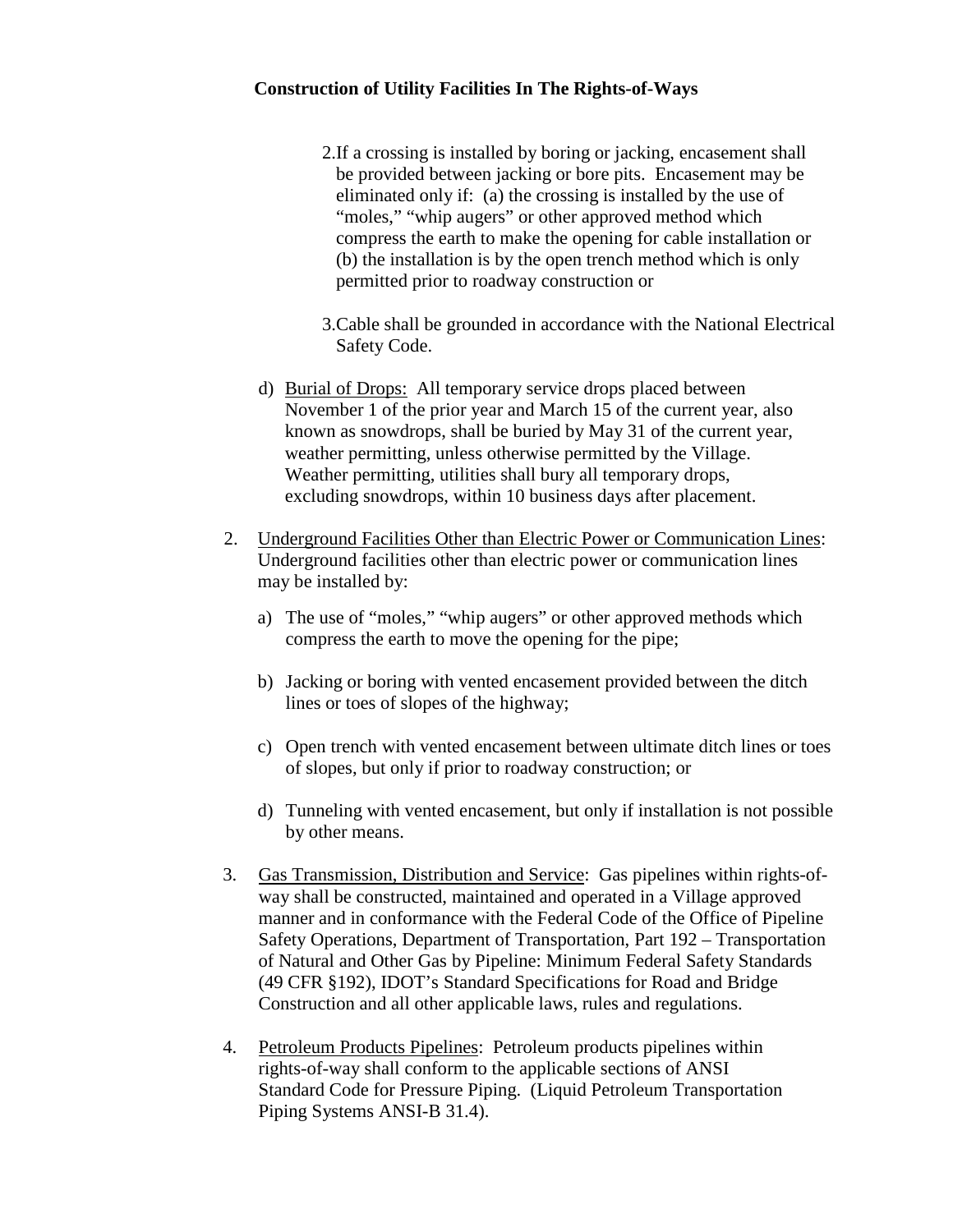**Construction of Utility Facilities In The Rights-of-Ways**

2. If a crossing is installed by boring or jacking, encasement shall be provided between jacking or bore pits. Encasement may be eliminated only if: (a) the crossing is installed by the use of "moles," "whip augers" or other approved method which compress the earth to make the opening for cable installation or (b) the installation is by the open trench method which is only permitted prior to roadway construction or

3. Cable shall be grounded in accordance with the National Electrical Safety Code.

d) Burial of Drops: All temporary service drops placed between November 1 of the prior year and March 15 of the current year, also known as snowdrops, shall be buried by May 31 of the current year, weather permitting, unless otherwise permitted by the Village. Weather permitting, utilities shall bury all temporary drops, excluding snowdrops, within 10 business days after placement.

2. Underground Facilities Other than Electric Power or Communication Lines: Underground facilities other than electric power or communication lines may be installed by:

   a) The use of "moles," "whip augers" or other approved methods which compress the earth to move the opening for the pipe;

   b) Jacking or boring with vented encasement provided between the ditch lines or toes of slopes of the highway;

   c) Open trench with vented encasement between ultimate ditch lines or toes of slopes, but only if prior to roadway construction; or

   d) Tunneling with vented encasement, but only if installation is not possible by other means.

3. Gas Transmission, Distribution and Service: Gas pipelines within rights-of-way shall be constructed, maintained and operated in a Village approved manner and in conformance with the Federal Code of the Office of Pipeline Safety Operations, Department of Transportation, Part 192 – Transportation of Natural and Other Gas by Pipeline: Minimum Federal Safety Standards (49 CFR §192), IDOT's Standard Specifications for Road and Bridge Construction and all other applicable laws, rules and regulations.

4. Petroleum Products Pipelines: Petroleum products pipelines within rights-of-way shall conform to the applicable sections of ANSI Standard Code for Pressure Piping. (Liquid Petroleum Transportation Piping Systems ANSI-B 31.4).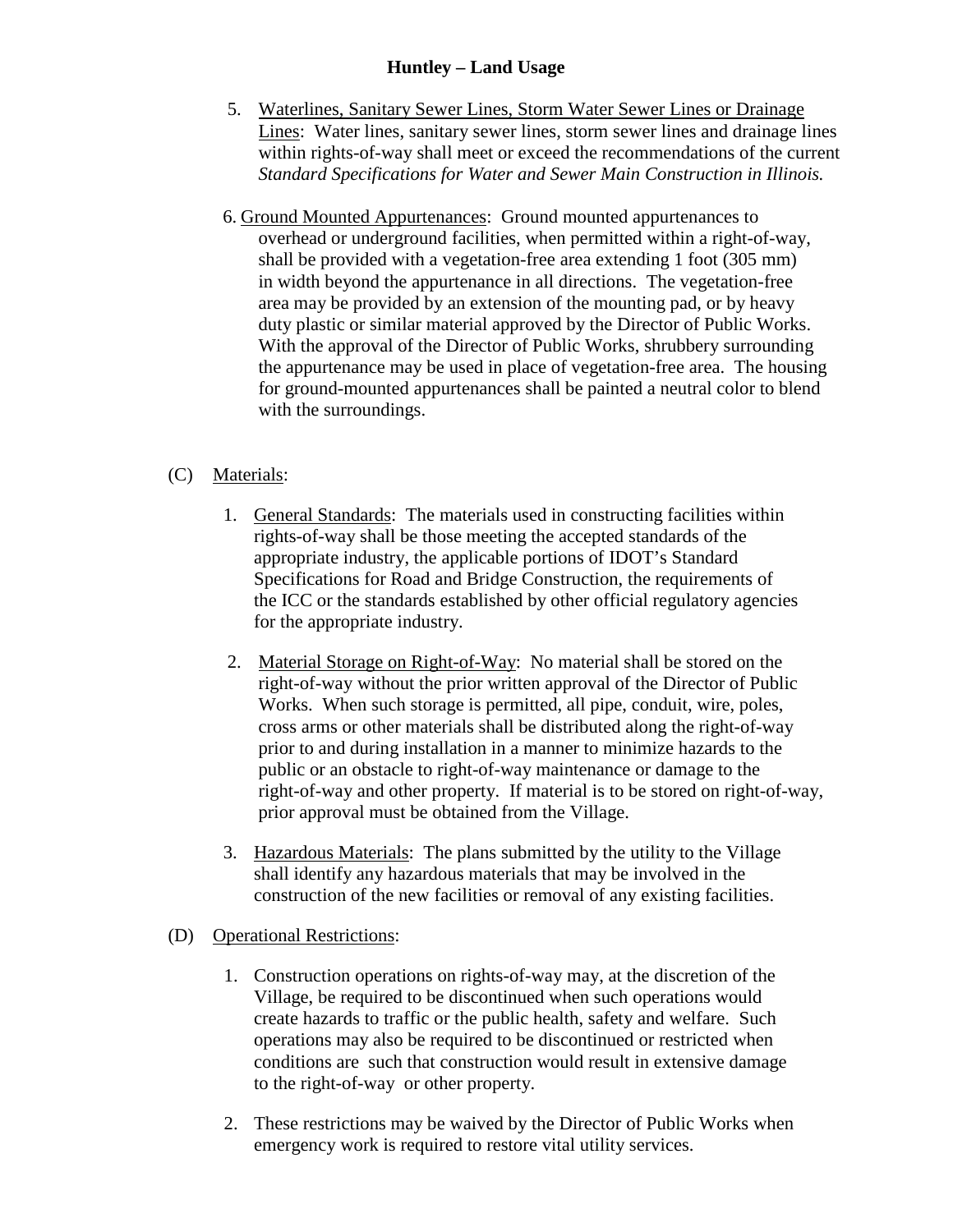5. Waterlines, Sanitary Sewer Lines, Storm Water Sewer Lines or Drainage Lines: Water lines, sanitary sewer lines, storm sewer lines and drainage lines within rights-of-way shall meet or exceed the recommendations of the current *Standard Specifications for Water and Sewer Main Construction in Illinois.*

6. Ground Mounted Appurtenances: Ground mounted appurtenances to overhead or underground facilities, when permitted within a right-of-way, shall be provided with a vegetation-free area extending 1 foot (305 mm) in width beyond the appurtenance in all directions. The vegetation-free area may be provided by an extension of the mounting pad, or by heavy duty plastic or similar material approved by the Director of Public Works. With the approval of the Director of Public Works, shrubbery surrounding the appurtenance may be used in place of vegetation-free area. The housing for ground-mounted appurtenances shall be painted a neutral color to blend with the surroundings.

(C) Materials:

1. General Standards: The materials used in constructing facilities within rights-of-way shall be those meeting the accepted standards of the appropriate industry, the applicable portions of IDOT's Standard Specifications for Road and Bridge Construction, the requirements of the ICC or the standards established by other official regulatory agencies for the appropriate industry.

2. Material Storage on Right-of-Way: No material shall be stored on the right-of-way without the prior written approval of the Director of Public Works. When such storage is permitted, all pipe, conduit, wire, poles, cross arms or other materials shall be distributed along the right-of-way prior to and during installation in a manner to minimize hazards to the public or an obstacle to right-of-way maintenance or damage to the right-of-way and other property. If material is to be stored on right-of-way, prior approval must be obtained from the Village.

3. Hazardous Materials: The plans submitted by the utility to the Village shall identify any hazardous materials that may be involved in the construction of the new facilities or removal of any existing facilities.

(D) Operational Restrictions:

1. Construction operations on rights-of-way may, at the discretion of the Village, be required to be discontinued when such operations would create hazards to traffic or the public health, safety and welfare. Such operations may also be required to be discontinued or restricted when conditions are such that construction would result in extensive damage to the right-of-way or other property.

2. These restrictions may be waived by the Director of Public Works when emergency work is required to restore vital utility services.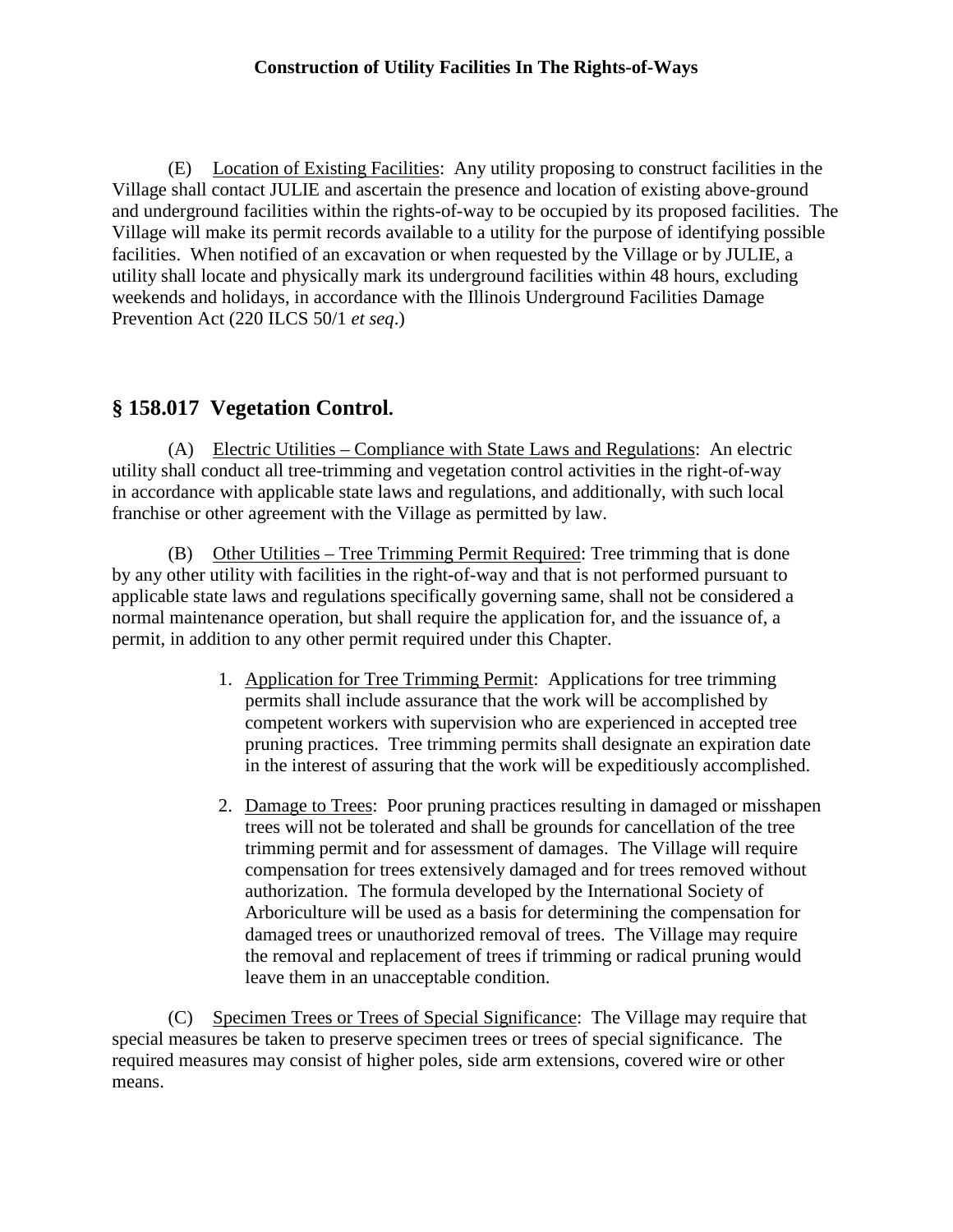(E) Location of Existing Facilities: Any utility proposing to construct facilities in the Village shall contact JULIE and ascertain the presence and location of existing above-ground and underground facilities within the rights-of-way to be occupied by its proposed facilities. The Village will make its permit records available to a utility for the purpose of identifying possible facilities. When notified of an excavation or when requested by the Village or by JULIE, a utility shall locate and physically mark its underground facilities within 48 hours, excluding weekends and holidays, in accordance with the Illinois Underground Facilities Damage Prevention Act (220 ILCS 50/1 *et seq*.)

## § 158.017 Vegetation Control.

(A) Electric Utilities – Compliance with State Laws and Regulations: An electric utility shall conduct all tree-trimming and vegetation control activities in the right-of-way in accordance with applicable state laws and regulations, and additionally, with such local franchise or other agreement with the Village as permitted by law.

(B) Other Utilities – Tree Trimming Permit Required: Tree trimming that is done by any other utility with facilities in the right-of-way and that is not performed pursuant to applicable state laws and regulations specifically governing same, shall not be considered a normal maintenance operation, but shall require the application for, and the issuance of, a permit, in addition to any other permit required under this Chapter.

1. Application for Tree Trimming Permit: Applications for tree trimming permits shall include assurance that the work will be accomplished by competent workers with supervision who are experienced in accepted tree pruning practices. Tree trimming permits shall designate an expiration date in the interest of assuring that the work will be expeditiously accomplished.

2. Damage to Trees: Poor pruning practices resulting in damaged or misshapen trees will not be tolerated and shall be grounds for cancellation of the tree trimming permit and for assessment of damages. The Village will require compensation for trees extensively damaged and for trees removed without authorization. The formula developed by the International Society of Arboriculture will be used as a basis for determining the compensation for damaged trees or unauthorized removal of trees. The Village may require the removal and replacement of trees if trimming or radical pruning would leave them in an unacceptable condition.

(C) Specimen Trees or Trees of Special Significance: The Village may require that special measures be taken to preserve specimen trees or trees of special significance. The required measures may consist of higher poles, side arm extensions, covered wire or other means.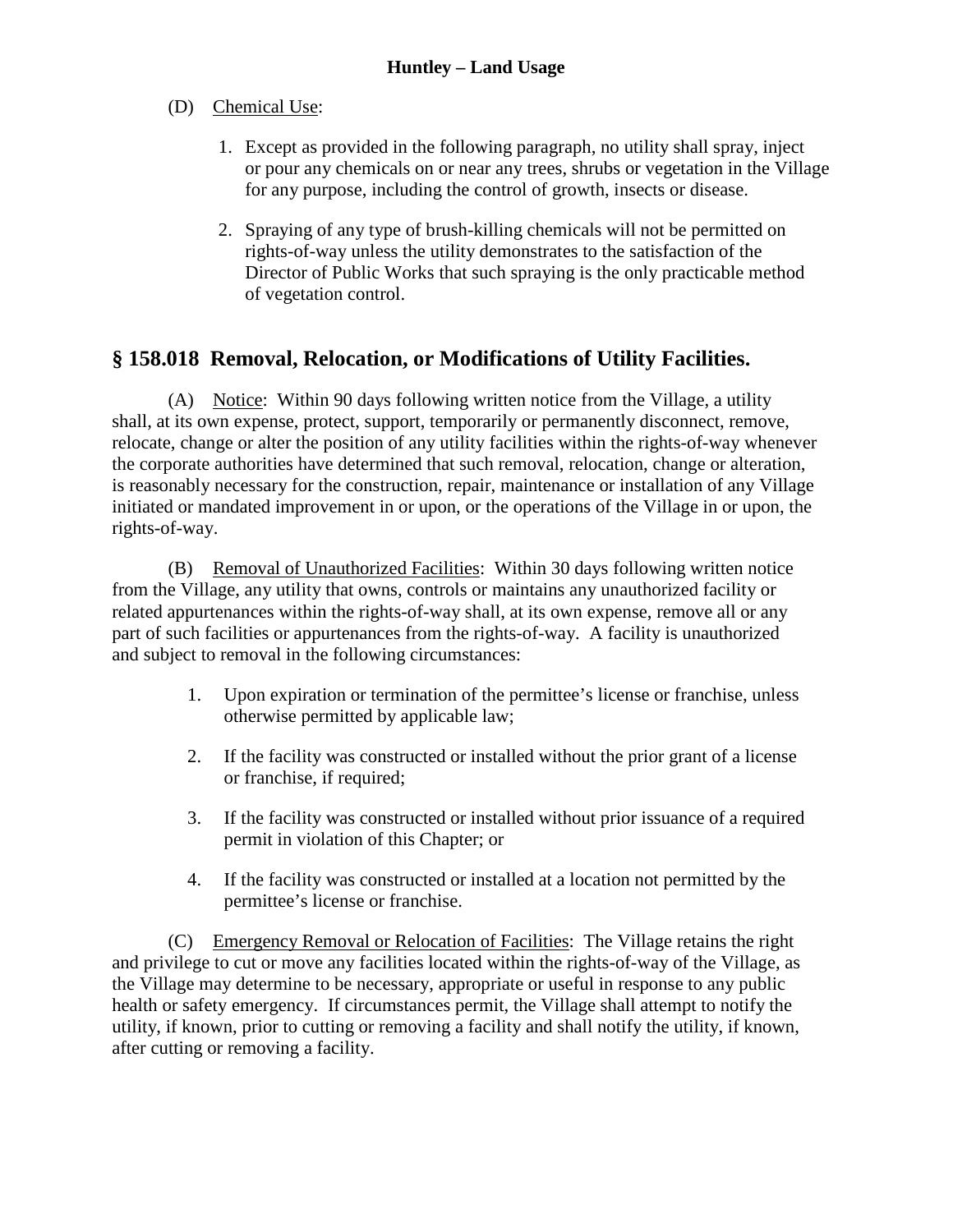(D) Chemical Use:

1. Except as provided in the following paragraph, no utility shall spray, inject or pour any chemicals on or near any trees, shrubs or vegetation in the Village for any purpose, including the control of growth, insects or disease.

2. Spraying of any type of brush-killing chemicals will not be permitted on rights-of-way unless the utility demonstrates to the satisfaction of the Director of Public Works that such spraying is the only practicable method of vegetation control.

## § 158.018 Removal, Relocation, or Modifications of Utility Facilities.

(A) Notice: Within 90 days following written notice from the Village, a utility shall, at its own expense, protect, support, temporarily or permanently disconnect, remove, relocate, change or alter the position of any utility facilities within the rights-of-way whenever the corporate authorities have determined that such removal, relocation, change or alteration, is reasonably necessary for the construction, repair, maintenance or installation of any Village initiated or mandated improvement in or upon, or the operations of the Village in or upon, the rights-of-way.

(B) Removal of Unauthorized Facilities: Within 30 days following written notice from the Village, any utility that owns, controls or maintains any unauthorized facility or related appurtenances within the rights-of-way shall, at its own expense, remove all or any part of such facilities or appurtenances from the rights-of-way. A facility is unauthorized and subject to removal in the following circumstances:

1. Upon expiration or termination of the permittee's license or franchise, unless otherwise permitted by applicable law;

2. If the facility was constructed or installed without the prior grant of a license or franchise, if required;

3. If the facility was constructed or installed without prior issuance of a required permit in violation of this Chapter; or

4. If the facility was constructed or installed at a location not permitted by the permittee's license or franchise.

(C) Emergency Removal or Relocation of Facilities: The Village retains the right and privilege to cut or move any facilities located within the rights-of-way of the Village, as the Village may determine to be necessary, appropriate or useful in response to any public health or safety emergency. If circumstances permit, the Village shall attempt to notify the utility, if known, prior to cutting or removing a facility and shall notify the utility, if known, after cutting or removing a facility.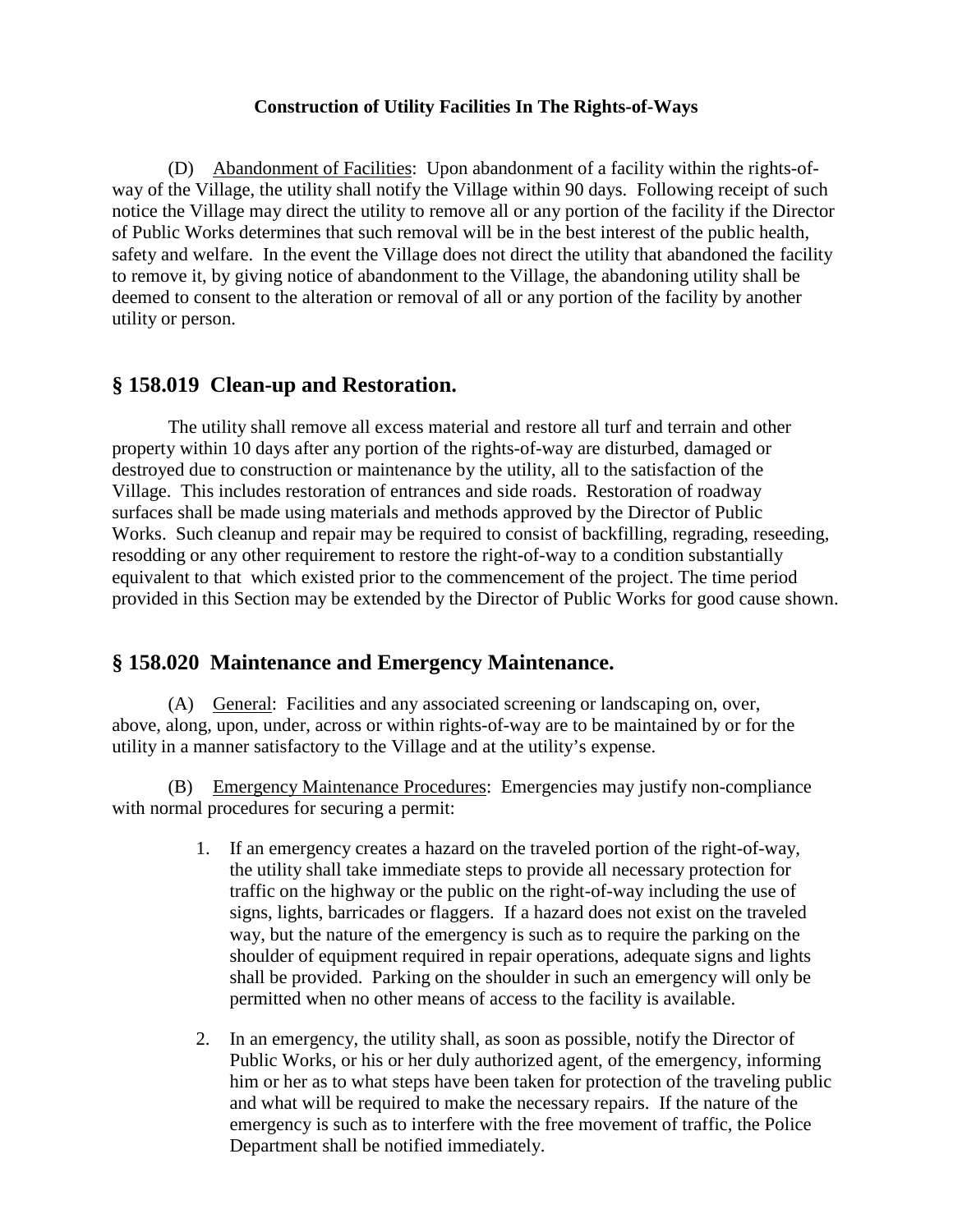(D) Abandonment of Facilities: Upon abandonment of a facility within the rights-of-way of the Village, the utility shall notify the Village within 90 days. Following receipt of such notice the Village may direct the utility to remove all or any portion of the facility if the Director of Public Works determines that such removal will be in the best interest of the public health, safety and welfare. In the event the Village does not direct the utility that abandoned the facility to remove it, by giving notice of abandonment to the Village, the abandoning utility shall be deemed to consent to the alteration or removal of all or any portion of the facility by another utility or person.

## § 158.019 Clean-up and Restoration.

The utility shall remove all excess material and restore all turf and terrain and other property within 10 days after any portion of the rights-of-way are disturbed, damaged or destroyed due to construction or maintenance by the utility, all to the satisfaction of the Village. This includes restoration of entrances and side roads. Restoration of roadway surfaces shall be made using materials and methods approved by the Director of Public Works. Such cleanup and repair may be required to consist of backfilling, regrading, reseeding, resodding or any other requirement to restore the right-of-way to a condition substantially equivalent to that which existed prior to the commencement of the project. The time period provided in this Section may be extended by the Director of Public Works for good cause shown.

## § 158.020 Maintenance and Emergency Maintenance.

(A) General: Facilities and any associated screening or landscaping on, over, above, along, upon, under, across or within rights-of-way are to be maintained by or for the utility in a manner satisfactory to the Village and at the utility's expense.

(B) Emergency Maintenance Procedures: Emergencies may justify non-compliance with normal procedures for securing a permit:

1. If an emergency creates a hazard on the traveled portion of the right-of-way, the utility shall take immediate steps to provide all necessary protection for traffic on the highway or the public on the right-of-way including the use of signs, lights, barricades or flaggers. If a hazard does not exist on the traveled way, but the nature of the emergency is such as to require the parking on the shoulder of equipment required in repair operations, adequate signs and lights shall be provided. Parking on the shoulder in such an emergency will only be permitted when no other means of access to the facility is available.

2. In an emergency, the utility shall, as soon as possible, notify the Director of Public Works, or his or her duly authorized agent, of the emergency, informing him or her as to what steps have been taken for protection of the traveling public and what will be required to make the necessary repairs. If the nature of the emergency is such as to interfere with the free movement of traffic, the Police Department shall be notified immediately.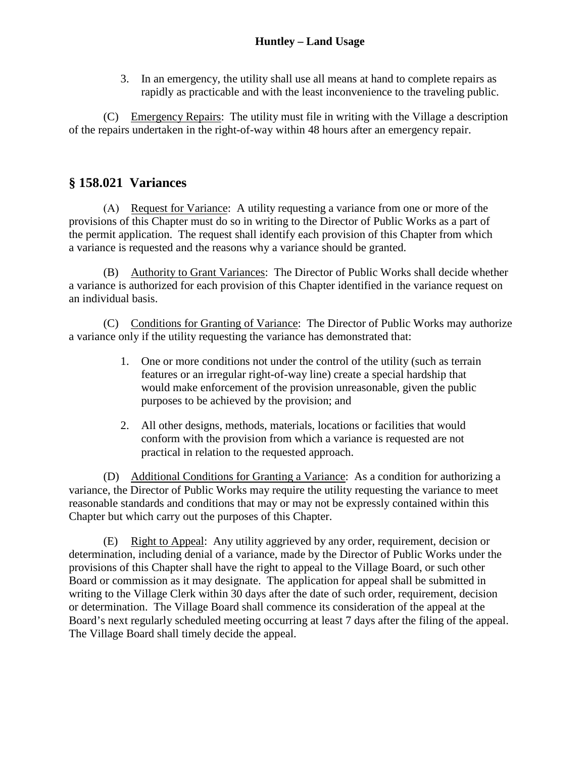3. In an emergency, the utility shall use all means at hand to complete repairs as rapidly as practicable and with the least inconvenience to the traveling public.

(C) Emergency Repairs: The utility must file in writing with the Village a description of the repairs undertaken in the right-of-way within 48 hours after an emergency repair.

## § 158.021 Variances

(A) Request for Variance: A utility requesting a variance from one or more of the provisions of this Chapter must do so in writing to the Director of Public Works as a part of the permit application. The request shall identify each provision of this Chapter from which a variance is requested and the reasons why a variance should be granted.

(B) Authority to Grant Variances: The Director of Public Works shall decide whether a variance is authorized for each provision of this Chapter identified in the variance request on an individual basis.

(C) Conditions for Granting of Variance: The Director of Public Works may authorize a variance only if the utility requesting the variance has demonstrated that:

1. One or more conditions not under the control of the utility (such as terrain features or an irregular right-of-way line) create a special hardship that would make enforcement of the provision unreasonable, given the public purposes to be achieved by the provision; and

2. All other designs, methods, materials, locations or facilities that would conform with the provision from which a variance is requested are not practical in relation to the requested approach.

(D) Additional Conditions for Granting a Variance: As a condition for authorizing a variance, the Director of Public Works may require the utility requesting the variance to meet reasonable standards and conditions that may or may not be expressly contained within this Chapter but which carry out the purposes of this Chapter.

(E) Right to Appeal: Any utility aggrieved by any order, requirement, decision or determination, including denial of a variance, made by the Director of Public Works under the provisions of this Chapter shall have the right to appeal to the Village Board, or such other Board or commission as it may designate. The application for appeal shall be submitted in writing to the Village Clerk within 30 days after the date of such order, requirement, decision or determination. The Village Board shall commence its consideration of the appeal at the Board's next regularly scheduled meeting occurring at least 7 days after the filing of the appeal. The Village Board shall timely decide the appeal.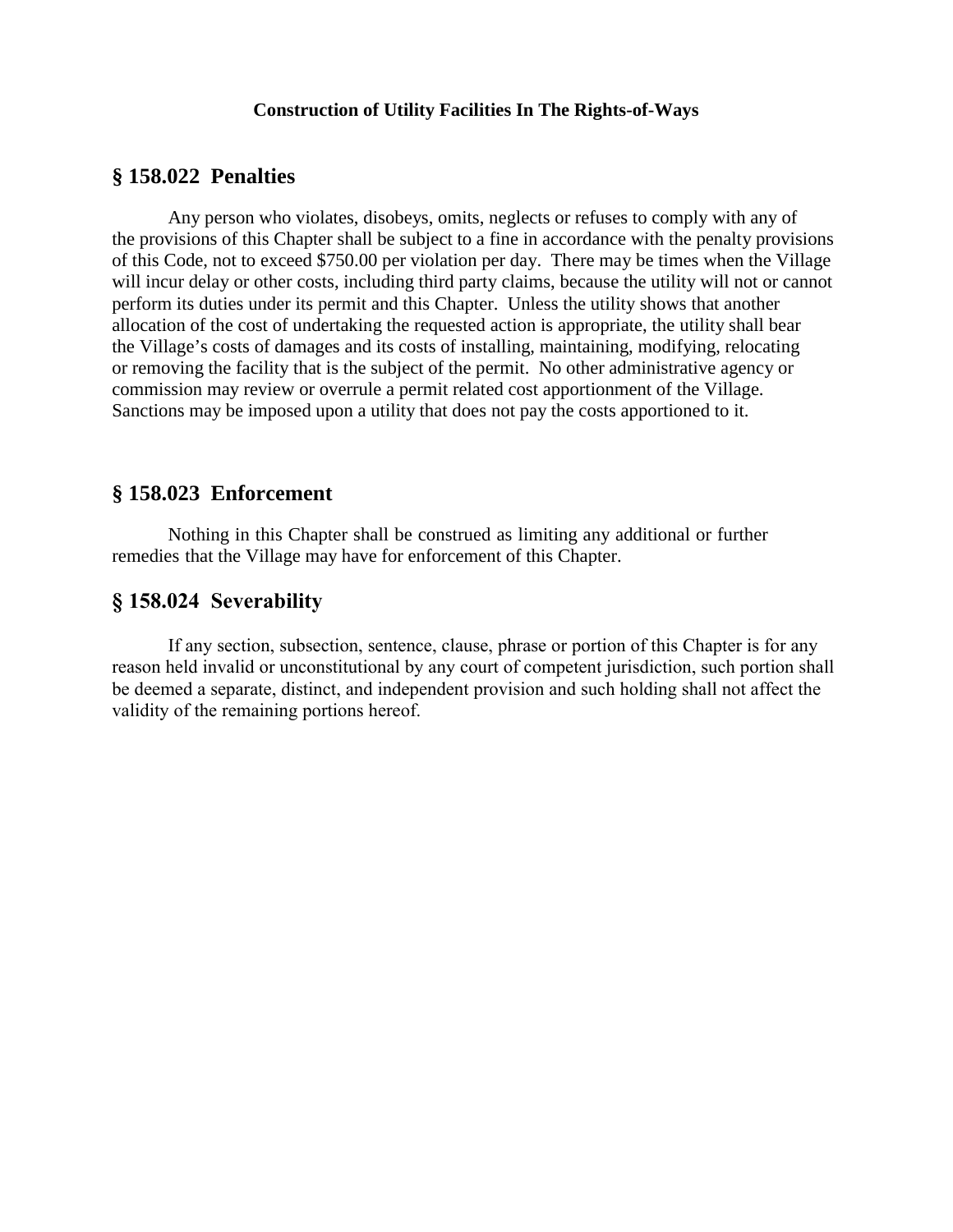## § 158.022 Penalties

Any person who violates, disobeys, omits, neglects or refuses to comply with any of the provisions of this Chapter shall be subject to a fine in accordance with the penalty provisions of this Code, not to exceed $750.00 per violation per day. There may be times when the Village will incur delay or other costs, including third party claims, because the utility will not or cannot perform its duties under its permit and this Chapter. Unless the utility shows that another allocation of the cost of undertaking the requested action is appropriate, the utility shall bear the Village's costs of damages and its costs of installing, maintaining, modifying, relocating or removing the facility that is the subject of the permit. No other administrative agency or commission may review or overrule a permit related cost apportionment of the Village. Sanctions may be imposed upon a utility that does not pay the costs apportioned to it.

## § 158.023 Enforcement

Nothing in this Chapter shall be construed as limiting any additional or further remedies that the Village may have for enforcement of this Chapter.

## § 158.024 Severability

If any section, subsection, sentence, clause, phrase or portion of this Chapter is for any reason held invalid or unconstitutional by any court of competent jurisdiction, such portion shall be deemed a separate, distinct, and independent provision and such holding shall not affect the validity of the remaining portions hereof.